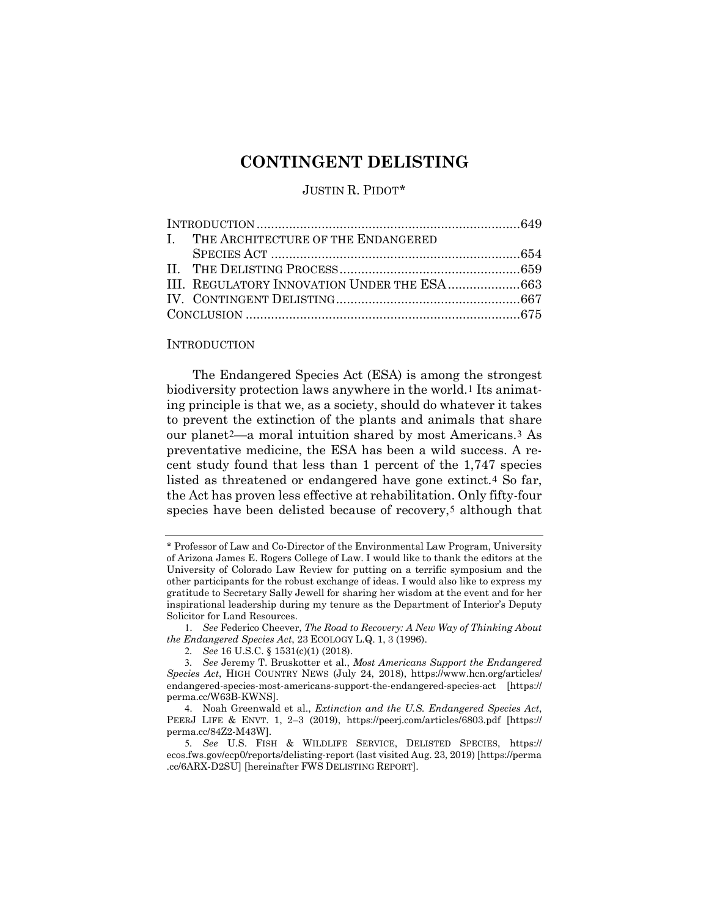# CONTINGENT DELISTING

JUSTIN R. PIDOT*

INTRODUCTION .......................................................................649
I. THE ARCHITECTURE OF THE ENDANGERED SPECIES ACT ....................................................................654
II. THE DELISTING PROCESS .................................................659
III. REGULATORY INNOVATION UNDER THE ESA ....................663
IV. CONTINGENT DELISTING ..................................................667
CONCLUSION ..........................................................................675

## INTRODUCTION

The Endangered Species Act (ESA) is among the strongest biodiversity protection laws anywhere in the world.[1] Its animating principle is that we, as a society, should do whatever it takes to prevent the extinction of the plants and animals that share our planet[2]—a moral intuition shared by most Americans.[3] As preventative medicine, the ESA has been a wild success. A recent study found that less than 1 percent of the 1,747 species listed as threatened or endangered have gone extinct.[4] So far, the Act has proven less effective at rehabilitation. Only fifty-four species have been delisted because of recovery,[5] although that

---

\* Professor of Law and Co-Director of the Environmental Law Program, University of Arizona James E. Rogers College of Law. I would like to thank the editors at the University of Colorado Law Review for putting on a terrific symposium and the other participants for the robust exchange of ideas. I would also like to express my gratitude to Secretary Sally Jewell for sharing her wisdom at the event and for her inspirational leadership during my tenure as the Department of Interior's Deputy Solicitor for Land Resources.

1. *See* Federico Cheever, *The Road to Recovery: A New Way of Thinking About the Endangered Species Act*, 23 ECOLOGY L.Q. 1, 3 (1996).

2. *See* 16 U.S.C. § 1531(c)(1) (2018).

3. *See* Jeremy T. Bruskotter et al., *Most Americans Support the Endangered Species Act*, HIGH COUNTRY NEWS (July 24, 2018), https://www.hcn.org/articles/endangered-species-most-americans-support-the-endangered-species-act [https://perma.cc/W63B-KWNS].

4. Noah Greenwald et al., *Extinction and the U.S. Endangered Species Act*, PEERJ LIFE & ENVT. 1, 2–3 (2019), https://peerj.com/articles/6803.pdf [https://perma.cc/84Z2-M43W].

5. *See* U.S. FISH & WILDLIFE SERVICE, DELISTED SPECIES, https://ecos.fws.gov/ecp0/reports/delisting-report (last visited Aug. 23, 2019) [https://perma.cc/6ARX-D2SU] [hereinafter FWS DELISTING REPORT].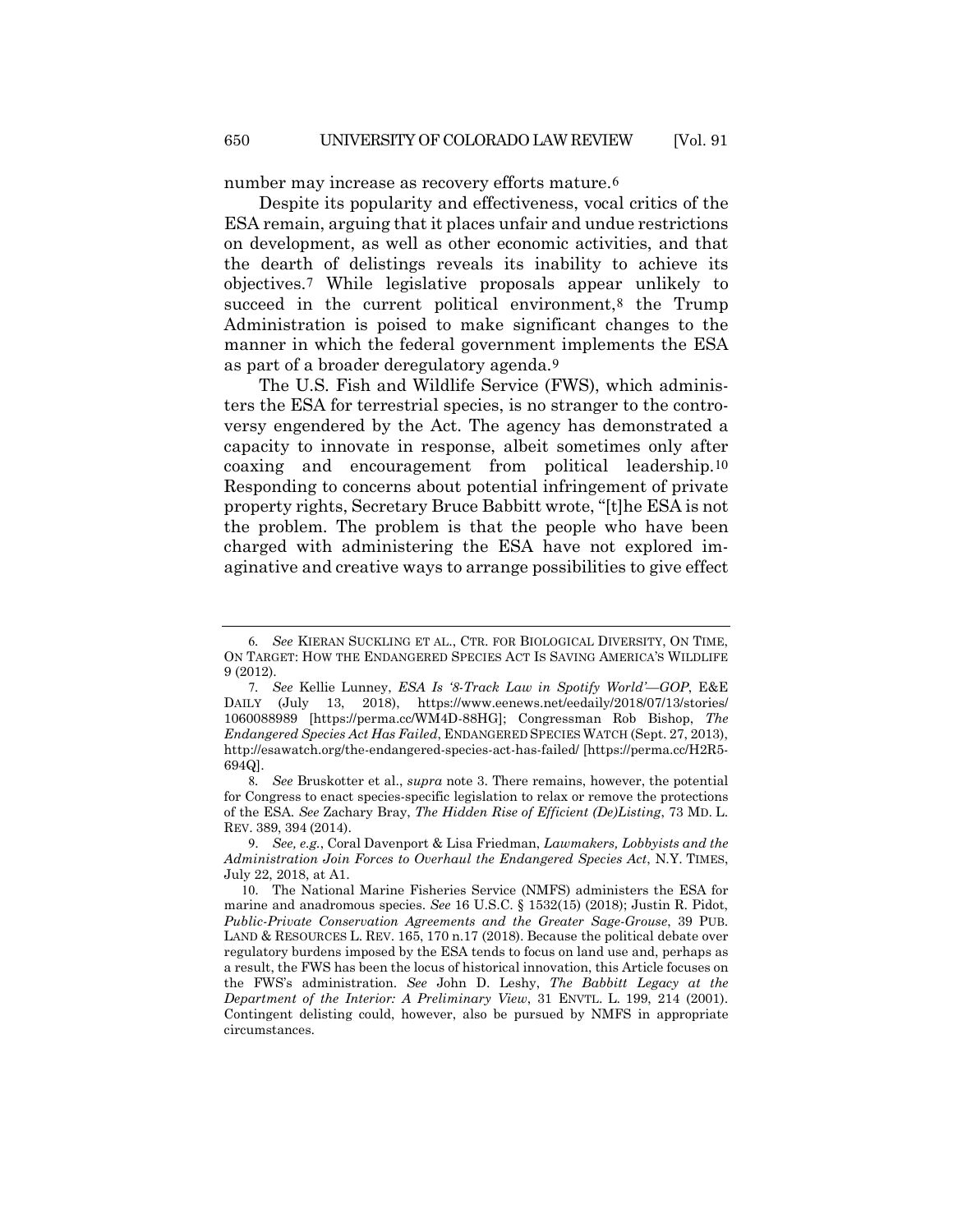number may increase as recovery efforts mature.[6]

Despite its popularity and effectiveness, vocal critics of the ESA remain, arguing that it places unfair and undue restrictions on development, as well as other economic activities, and that the dearth of delistings reveals its inability to achieve its objectives.[7] While legislative proposals appear unlikely to succeed in the current political environment,[8] the Trump Administration is poised to make significant changes to the manner in which the federal government implements the ESA as part of a broader deregulatory agenda.[9]

The U.S. Fish and Wildlife Service (FWS), which administers the ESA for terrestrial species, is no stranger to the controversy engendered by the Act. The agency has demonstrated a capacity to innovate in response, albeit sometimes only after coaxing and encouragement from political leadership.[10] Responding to concerns about potential infringement of private property rights, Secretary Bruce Babbitt wrote, "[t]he ESA is not the problem. The problem is that the people who have been charged with administering the ESA have not explored imaginative and creative ways to arrange possibilities to give effect

---

6. *See* KIERAN SUCKLING ET AL., CTR. FOR BIOLOGICAL DIVERSITY, ON TIME, ON TARGET: HOW THE ENDANGERED SPECIES ACT IS SAVING AMERICA'S WILDLIFE 9 (2012).

7. *See* Kellie Lunney, *ESA Is '8-Track Law in Spotify World'—GOP*, E&E DAILY (July 13, 2018), https://www.eenews.net/eedaily/2018/07/13/stories/1060088989 [https://perma.cc/WM4D-88HG]; Congressman Rob Bishop, *The Endangered Species Act Has Failed*, ENDANGERED SPECIES WATCH (Sept. 27, 2013), http://esawatch.org/the-endangered-species-act-has-failed/ [https://perma.cc/H2R5-694Q].

8. *See* Bruskotter et al., *supra* note 3. There remains, however, the potential for Congress to enact species-specific legislation to relax or remove the protections of the ESA. *See* Zachary Bray, *The Hidden Rise of Efficient (De)Listing*, 73 MD. L. REV. 389, 394 (2014).

9. *See, e.g.*, Coral Davenport & Lisa Friedman, *Lawmakers, Lobbyists and the Administration Join Forces to Overhaul the Endangered Species Act*, N.Y. TIMES, July 22, 2018, at A1.

10. The National Marine Fisheries Service (NMFS) administers the ESA for marine and anadromous species. *See* 16 U.S.C. § 1532(15) (2018); Justin R. Pidot, *Public-Private Conservation Agreements and the Greater Sage-Grouse*, 39 PUB. LAND & RESOURCES L. REV. 165, 170 n.17 (2018). Because the political debate over regulatory burdens imposed by the ESA tends to focus on land use and, perhaps as a result, the FWS has been the locus of historical innovation, this Article focuses on the FWS's administration. *See* John D. Leshy, *The Babbitt Legacy at the Department of the Interior: A Preliminary View*, 31 ENVTL. L. 199, 214 (2001). Contingent delisting could, however, also be pursued by NMFS in appropriate circumstances.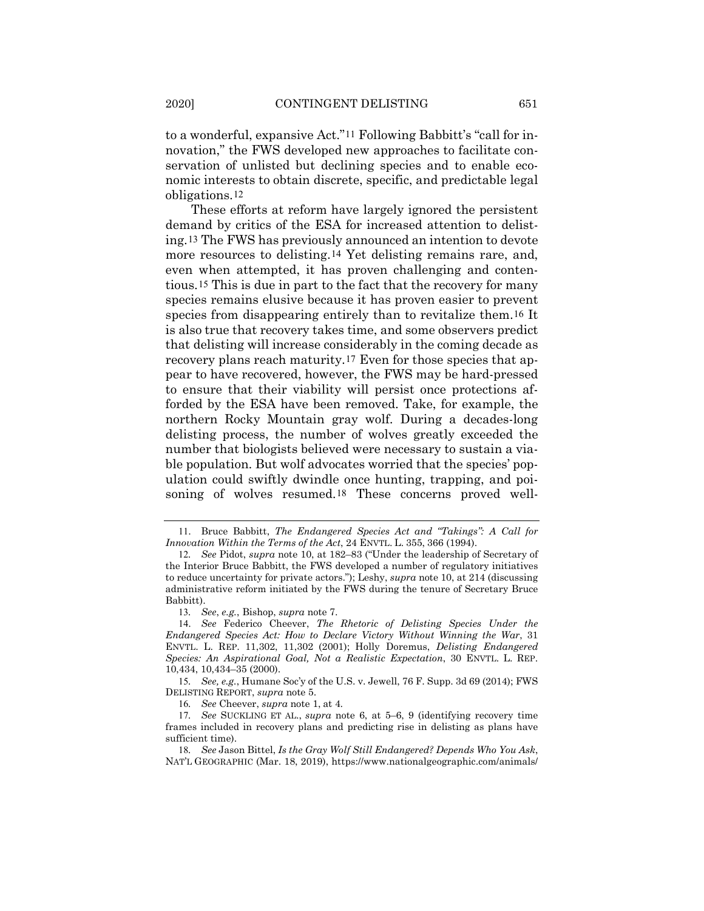to a wonderful, expansive Act."[11] Following Babbitt's "call for innovation," the FWS developed new approaches to facilitate conservation of unlisted but declining species and to enable economic interests to obtain discrete, specific, and predictable legal obligations.[12]

These efforts at reform have largely ignored the persistent demand by critics of the ESA for increased attention to delisting.[13] The FWS has previously announced an intention to devote more resources to delisting.[14] Yet delisting remains rare, and, even when attempted, it has proven challenging and contentious.[15] This is due in part to the fact that the recovery for many species remains elusive because it has proven easier to prevent species from disappearing entirely than to revitalize them.[16] It is also true that recovery takes time, and some observers predict that delisting will increase considerably in the coming decade as recovery plans reach maturity.[17] Even for those species that appear to have recovered, however, the FWS may be hard-pressed to ensure that their viability will persist once protections afforded by the ESA have been removed. Take, for example, the northern Rocky Mountain gray wolf. During a decades-long delisting process, the number of wolves greatly exceeded the number that biologists believed were necessary to sustain a viable population. But wolf advocates worried that the species' population could swiftly dwindle once hunting, trapping, and poisoning of wolves resumed.[18] These concerns proved well-

---

11. Bruce Babbitt, *The Endangered Species Act and "Takings": A Call for Innovation Within the Terms of the Act*, 24 ENVTL. L. 355, 366 (1994).

12. *See* Pidot, *supra* note 10, at 182–83 ("Under the leadership of Secretary of the Interior Bruce Babbitt, the FWS developed a number of regulatory initiatives to reduce uncertainty for private actors."); Leshy, *supra* note 10, at 214 (discussing administrative reform initiated by the FWS during the tenure of Secretary Bruce Babbitt).

13. *See*, *e.g.*, Bishop, *supra* note 7.

14. *See* Federico Cheever, *The Rhetoric of Delisting Species Under the Endangered Species Act: How to Declare Victory Without Winning the War*, 31 ENVTL. L. REP. 11,302, 11,302 (2001); Holly Doremus, *Delisting Endangered Species: An Aspirational Goal, Not a Realistic Expectation*, 30 ENVTL. L. REP. 10,434, 10,434–35 (2000).

15. *See, e.g.*, Humane Soc'y of the U.S. v. Jewell, 76 F. Supp. 3d 69 (2014); FWS DELISTING REPORT, *supra* note 5.

16. *See* Cheever, *supra* note 1, at 4.

17. *See* SUCKLING ET AL., *supra* note 6, at 5–6, 9 (identifying recovery time frames included in recovery plans and predicting rise in delisting as plans have sufficient time).

18. *See* Jason Bittel, *Is the Gray Wolf Still Endangered? Depends Who You Ask*, NAT'L GEOGRAPHIC (Mar. 18, 2019), https://www.nationalgeographic.com/animals/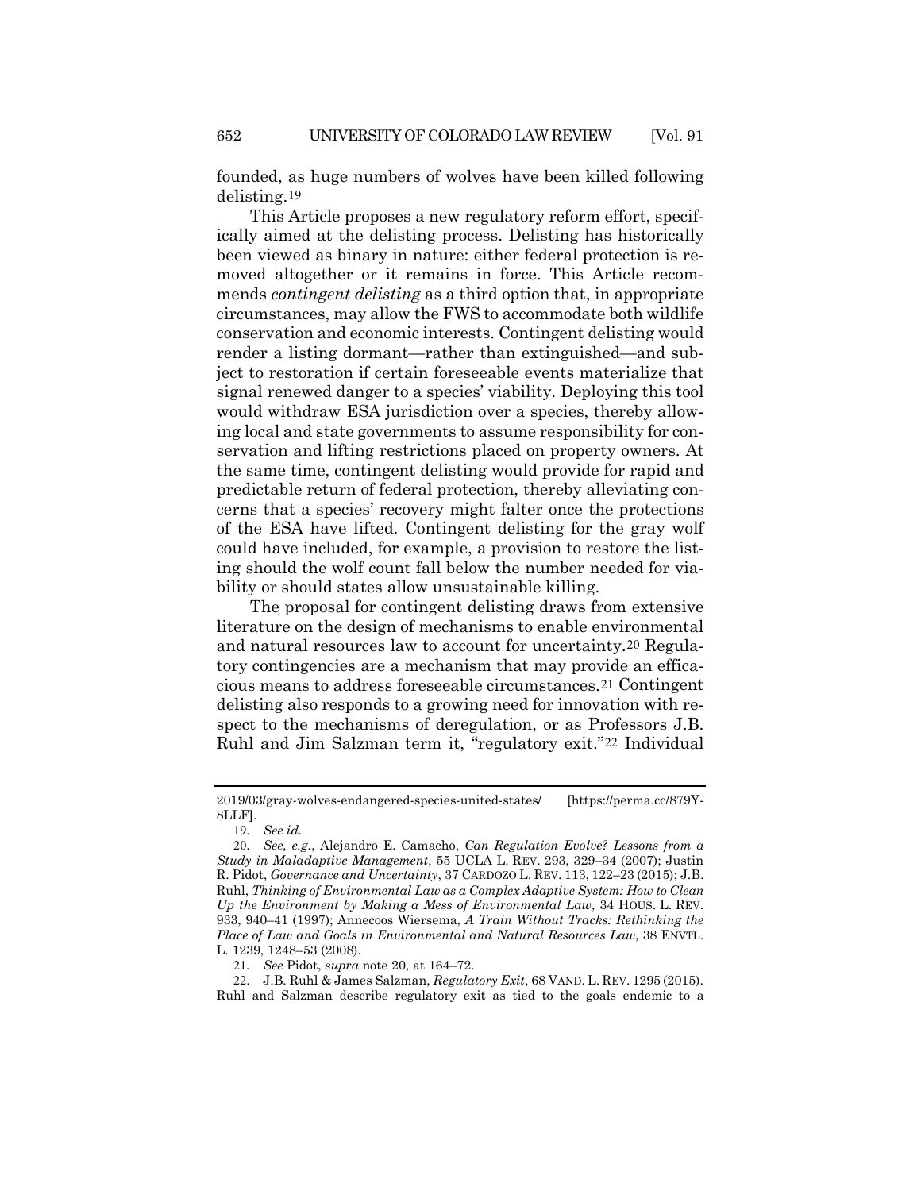founded, as huge numbers of wolves have been killed following delisting.[19]

This Article proposes a new regulatory reform effort, specifically aimed at the delisting process. Delisting has historically been viewed as binary in nature: either federal protection is removed altogether or it remains in force. This Article recommends *contingent delisting* as a third option that, in appropriate circumstances, may allow the FWS to accommodate both wildlife conservation and economic interests. Contingent delisting would render a listing dormant—rather than extinguished—and subject to restoration if certain foreseeable events materialize that signal renewed danger to a species' viability. Deploying this tool would withdraw ESA jurisdiction over a species, thereby allowing local and state governments to assume responsibility for conservation and lifting restrictions placed on property owners. At the same time, contingent delisting would provide for rapid and predictable return of federal protection, thereby alleviating concerns that a species' recovery might falter once the protections of the ESA have lifted. Contingent delisting for the gray wolf could have included, for example, a provision to restore the listing should the wolf count fall below the number needed for viability or should states allow unsustainable killing.

The proposal for contingent delisting draws from extensive literature on the design of mechanisms to enable environmental and natural resources law to account for uncertainty.[20] Regulatory contingencies are a mechanism that may provide an efficacious means to address foreseeable circumstances.[21] Contingent delisting also responds to a growing need for innovation with respect to the mechanisms of deregulation, or as Professors J.B. Ruhl and Jim Salzman term it, "regulatory exit."[22] Individual

---

2019/03/gray-wolves-endangered-species-united-states/ [https://perma.cc/879Y-8LLF].

19. *See id.*

20. *See, e.g.*, Alejandro E. Camacho, *Can Regulation Evolve? Lessons from a Study in Maladaptive Management*, 55 UCLA L. REV. 293, 329–34 (2007); Justin R. Pidot, *Governance and Uncertainty*, 37 CARDOZO L. REV. 113, 122–23 (2015); J.B. Ruhl, *Thinking of Environmental Law as a Complex Adaptive System: How to Clean Up the Environment by Making a Mess of Environmental Law*, 34 HOUS. L. REV. 933, 940–41 (1997); Annecoos Wiersema, *A Train Without Tracks: Rethinking the Place of Law and Goals in Environmental and Natural Resources Law*, 38 ENVTL. L. 1239, 1248–53 (2008).

21. *See* Pidot, *supra* note 20, at 164–72.

22. J.B. Ruhl & James Salzman, *Regulatory Exit*, 68 VAND. L. REV. 1295 (2015). Ruhl and Salzman describe regulatory exit as tied to the goals endemic to a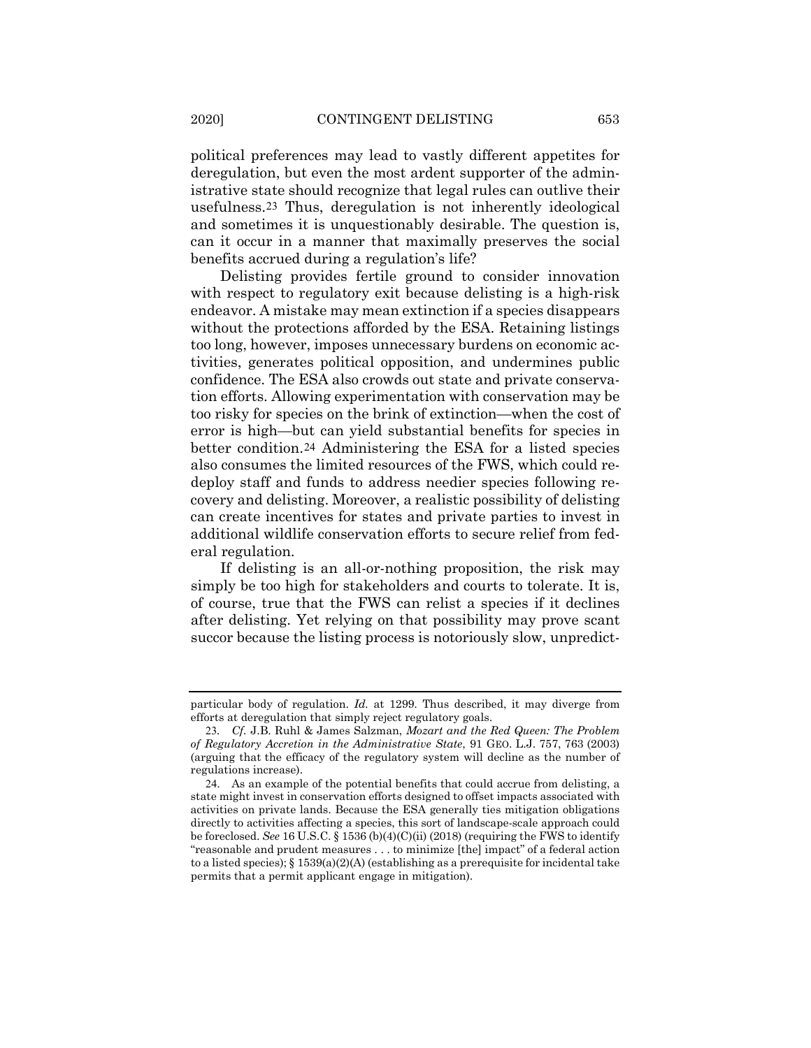political preferences may lead to vastly different appetites for deregulation, but even the most ardent supporter of the administrative state should recognize that legal rules can outlive their usefulness.[23] Thus, deregulation is not inherently ideological and sometimes it is unquestionably desirable. The question is, can it occur in a manner that maximally preserves the social benefits accrued during a regulation's life?

Delisting provides fertile ground to consider innovation with respect to regulatory exit because delisting is a high-risk endeavor. A mistake may mean extinction if a species disappears without the protections afforded by the ESA. Retaining listings too long, however, imposes unnecessary burdens on economic activities, generates political opposition, and undermines public confidence. The ESA also crowds out state and private conservation efforts. Allowing experimentation with conservation may be too risky for species on the brink of extinction—when the cost of error is high—but can yield substantial benefits for species in better condition.[24] Administering the ESA for a listed species also consumes the limited resources of the FWS, which could redeploy staff and funds to address needier species following recovery and delisting. Moreover, a realistic possibility of delisting can create incentives for states and private parties to invest in additional wildlife conservation efforts to secure relief from federal regulation.

If delisting is an all-or-nothing proposition, the risk may simply be too high for stakeholders and courts to tolerate. It is, of course, true that the FWS can relist a species if it declines after delisting. Yet relying on that possibility may prove scant succor because the listing process is notoriously slow, unpredict-

---

particular body of regulation. *Id.* at 1299. Thus described, it may diverge from efforts at deregulation that simply reject regulatory goals.

23. *Cf.* J.B. Ruhl & James Salzman, *Mozart and the Red Queen: The Problem of Regulatory Accretion in the Administrative State*, 91 GEO. L.J. 757, 763 (2003) (arguing that the efficacy of the regulatory system will decline as the number of regulations increase).

24. As an example of the potential benefits that could accrue from delisting, a state might invest in conservation efforts designed to offset impacts associated with activities on private lands. Because the ESA generally ties mitigation obligations directly to activities affecting a species, this sort of landscape-scale approach could be foreclosed. *See* 16 U.S.C. § 1536 (b)(4)(C)(ii) (2018) (requiring the FWS to identify "reasonable and prudent measures . . . to minimize [the] impact" of a federal action to a listed species); § 1539(a)(2)(A) (establishing as a prerequisite for incidental take permits that a permit applicant engage in mitigation).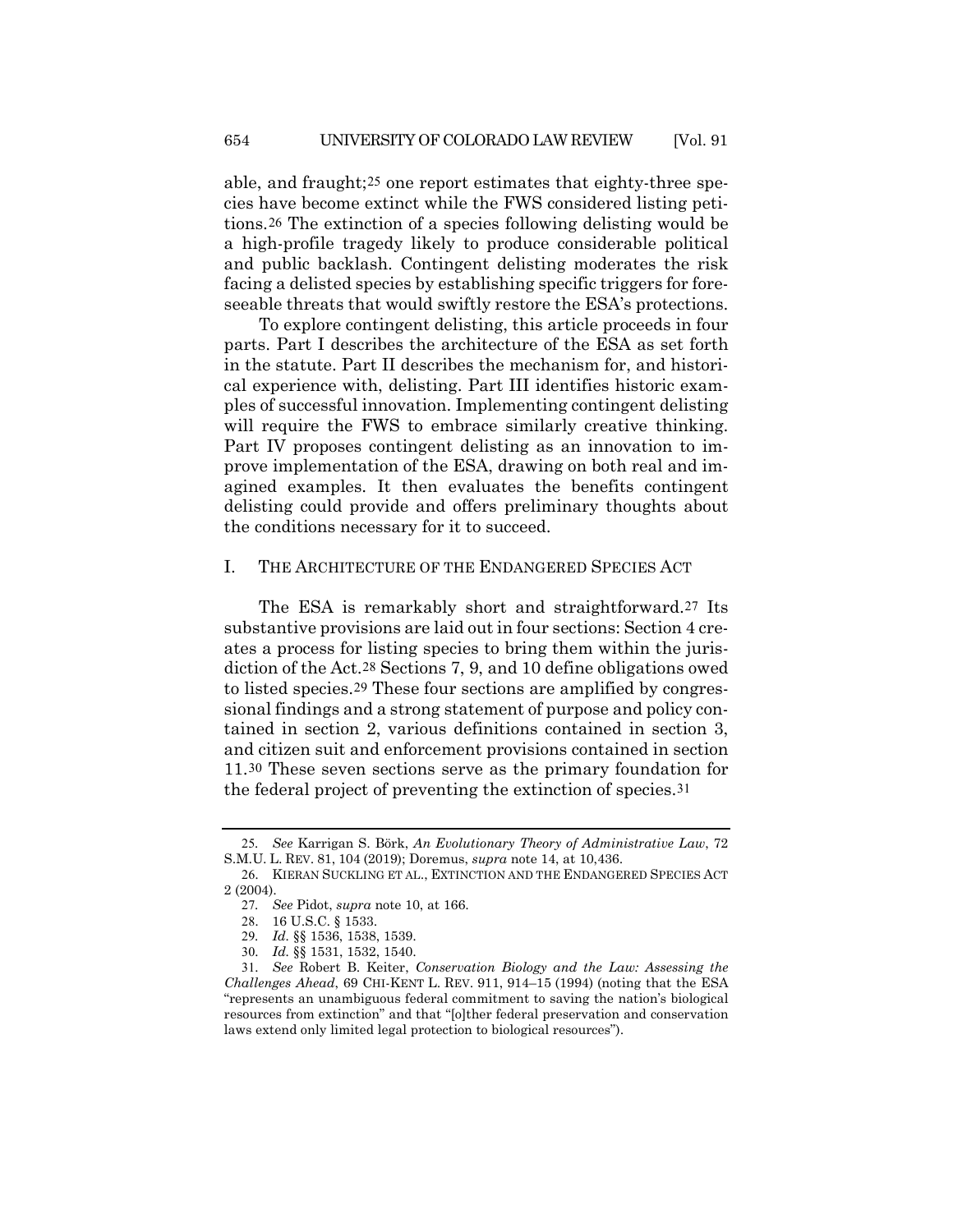able, and fraught;[25] one report estimates that eighty-three species have become extinct while the FWS considered listing petitions.[26] The extinction of a species following delisting would be a high-profile tragedy likely to produce considerable political and public backlash. Contingent delisting moderates the risk facing a delisted species by establishing specific triggers for foreseeable threats that would swiftly restore the ESA's protections.

To explore contingent delisting, this article proceeds in four parts. Part I describes the architecture of the ESA as set forth in the statute. Part II describes the mechanism for, and historical experience with, delisting. Part III identifies historic examples of successful innovation. Implementing contingent delisting will require the FWS to embrace similarly creative thinking. Part IV proposes contingent delisting as an innovation to improve implementation of the ESA, drawing on both real and imagined examples. It then evaluates the benefits contingent delisting could provide and offers preliminary thoughts about the conditions necessary for it to succeed.

## I. THE ARCHITECTURE OF THE ENDANGERED SPECIES ACT

The ESA is remarkably short and straightforward.[27] Its substantive provisions are laid out in four sections: Section 4 creates a process for listing species to bring them within the jurisdiction of the Act.[28] Sections 7, 9, and 10 define obligations owed to listed species.[29] These four sections are amplified by congressional findings and a strong statement of purpose and policy contained in section 2, various definitions contained in section 3, and citizen suit and enforcement provisions contained in section 11.[30] These seven sections serve as the primary foundation for the federal project of preventing the extinction of species.[31]

---

25. *See* Karrigan S. Börk, *An Evolutionary Theory of Administrative Law*, 72 S.M.U. L. REV. 81, 104 (2019); Doremus, *supra* note 14, at 10,436.

26. KIERAN SUCKLING ET AL., EXTINCTION AND THE ENDANGERED SPECIES ACT 2 (2004).

27. *See* Pidot, *supra* note 10, at 166.

28. 16 U.S.C. § 1533.

29. *Id.* §§ 1536, 1538, 1539.

30. *Id.* §§ 1531, 1532, 1540.

31. *See* Robert B. Keiter, *Conservation Biology and the Law: Assessing the Challenges Ahead*, 69 CHI-KENT L. REV. 911, 914–15 (1994) (noting that the ESA "represents an unambiguous federal commitment to saving the nation's biological resources from extinction" and that "[o]ther federal preservation and conservation laws extend only limited legal protection to biological resources").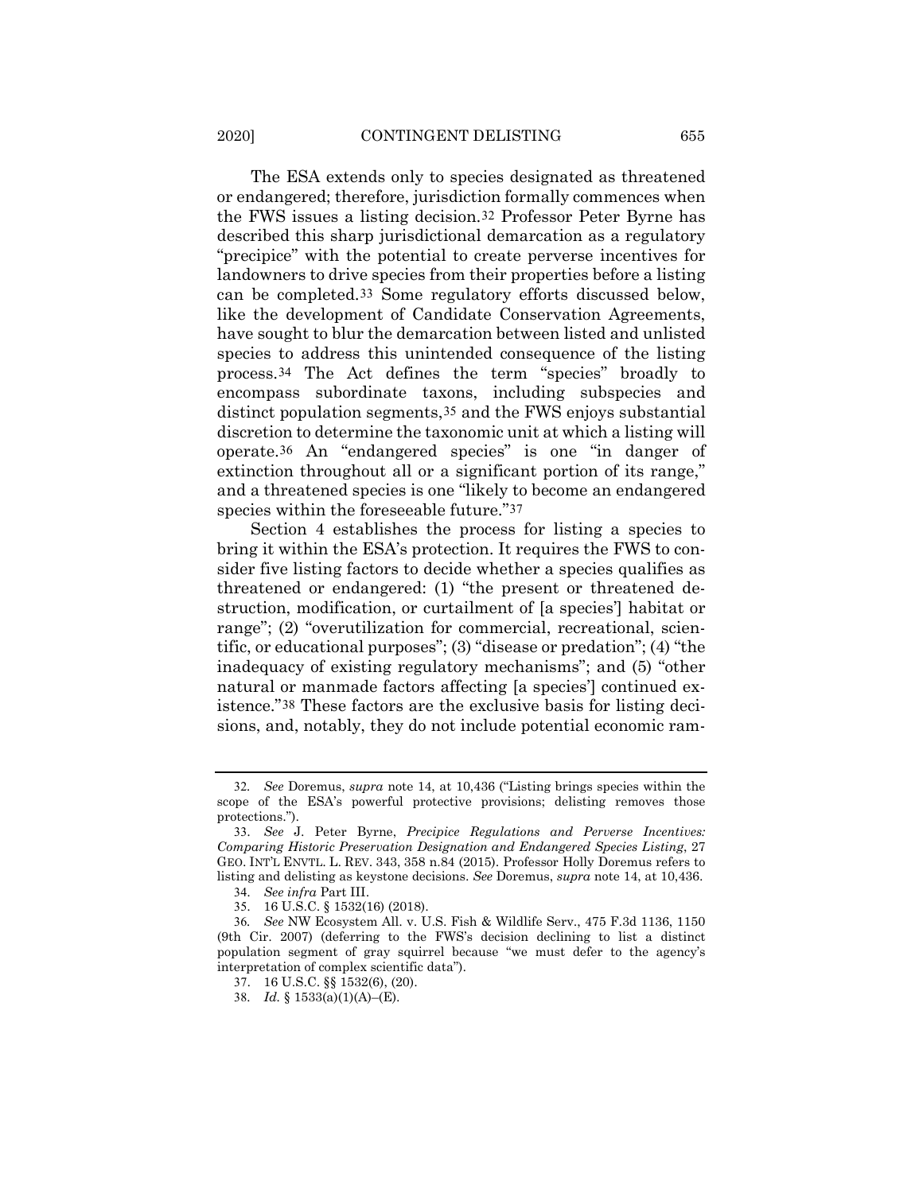The ESA extends only to species designated as threatened or endangered; therefore, jurisdiction formally commences when the FWS issues a listing decision.[32] Professor Peter Byrne has described this sharp jurisdictional demarcation as a regulatory "precipice" with the potential to create perverse incentives for landowners to drive species from their properties before a listing can be completed.[33] Some regulatory efforts discussed below, like the development of Candidate Conservation Agreements, have sought to blur the demarcation between listed and unlisted species to address this unintended consequence of the listing process.[34] The Act defines the term "species" broadly to encompass subordinate taxons, including subspecies and distinct population segments,[35] and the FWS enjoys substantial discretion to determine the taxonomic unit at which a listing will operate.[36] An "endangered species" is one "in danger of extinction throughout all or a significant portion of its range," and a threatened species is one "likely to become an endangered species within the foreseeable future."[37]

Section 4 establishes the process for listing a species to bring it within the ESA's protection. It requires the FWS to consider five listing factors to decide whether a species qualifies as threatened or endangered: (1) "the present or threatened destruction, modification, or curtailment of [a species'] habitat or range"; (2) "overutilization for commercial, recreational, scientific, or educational purposes"; (3) "disease or predation"; (4) "the inadequacy of existing regulatory mechanisms"; and (5) "other natural or manmade factors affecting [a species'] continued existence."[38] These factors are the exclusive basis for listing decisions, and, notably, they do not include potential economic ram-

---

32. *See* Doremus, *supra* note 14, at 10,436 ("Listing brings species within the scope of the ESA's powerful protective provisions; delisting removes those protections.").

33. *See* J. Peter Byrne, *Precipice Regulations and Perverse Incentives: Comparing Historic Preservation Designation and Endangered Species Listing*, 27 GEO. INT'L ENVTL. L. REV. 343, 358 n.84 (2015). Professor Holly Doremus refers to listing and delisting as keystone decisions. *See* Doremus, *supra* note 14, at 10,436.

34. *See infra* Part III.

35. 16 U.S.C. § 1532(16) (2018).

36. *See* NW Ecosystem All. v. U.S. Fish & Wildlife Serv., 475 F.3d 1136, 1150 (9th Cir. 2007) (deferring to the FWS's decision declining to list a distinct population segment of gray squirrel because "we must defer to the agency's interpretation of complex scientific data").

37. 16 U.S.C. §§ 1532(6), (20).

38. *Id.* § 1533(a)(1)(A)–(E).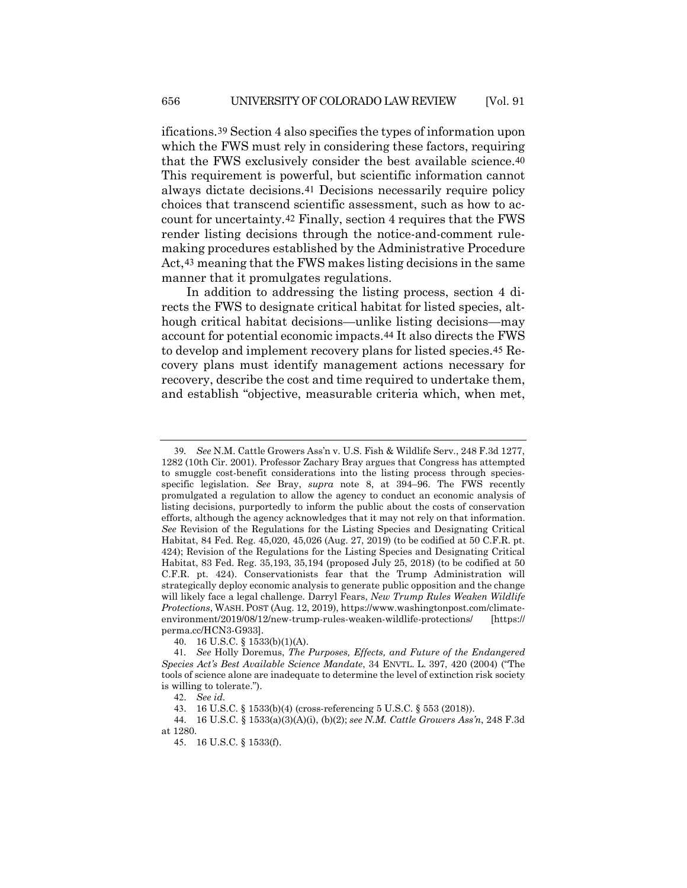ifications.[39] Section 4 also specifies the types of information upon which the FWS must rely in considering these factors, requiring that the FWS exclusively consider the best available science.[40] This requirement is powerful, but scientific information cannot always dictate decisions.[41] Decisions necessarily require policy choices that transcend scientific assessment, such as how to account for uncertainty.[42] Finally, section 4 requires that the FWS render listing decisions through the notice-and-comment rulemaking procedures established by the Administrative Procedure Act,[43] meaning that the FWS makes listing decisions in the same manner that it promulgates regulations.

In addition to addressing the listing process, section 4 directs the FWS to designate critical habitat for listed species, although critical habitat decisions—unlike listing decisions—may account for potential economic impacts.[44] It also directs the FWS to develop and implement recovery plans for listed species.[45] Recovery plans must identify management actions necessary for recovery, describe the cost and time required to undertake them, and establish "objective, measurable criteria which, when met,

---

39. *See* N.M. Cattle Growers Ass'n v. U.S. Fish & Wildlife Serv., 248 F.3d 1277, 1282 (10th Cir. 2001). Professor Zachary Bray argues that Congress has attempted to smuggle cost-benefit considerations into the listing process through species-specific legislation. *See* Bray, *supra* note 8, at 394–96. The FWS recently promulgated a regulation to allow the agency to conduct an economic analysis of listing decisions, purportedly to inform the public about the costs of conservation efforts, although the agency acknowledges that it may not rely on that information. *See* Revision of the Regulations for the Listing Species and Designating Critical Habitat, 84 Fed. Reg. 45,020, 45,026 (Aug. 27, 2019) (to be codified at 50 C.F.R. pt. 424); Revision of the Regulations for the Listing Species and Designating Critical Habitat, 83 Fed. Reg. 35,193, 35,194 (proposed July 25, 2018) (to be codified at 50 C.F.R. pt. 424). Conservationists fear that the Trump Administration will strategically deploy economic analysis to generate public opposition and the change will likely face a legal challenge. Darryl Fears, *New Trump Rules Weaken Wildlife Protections*, WASH. POST (Aug. 12, 2019), https://www.washingtonpost.com/climate-environment/2019/08/12/new-trump-rules-weaken-wildlife-protections/ [https://perma.cc/HCN3-G933].

40. 16 U.S.C. § 1533(b)(1)(A).

41. *See* Holly Doremus, *The Purposes, Effects, and Future of the Endangered Species Act's Best Available Science Mandate*, 34 ENVTL. L. 397, 420 (2004) ("The tools of science alone are inadequate to determine the level of extinction risk society is willing to tolerate.").

42. *See id.*

43. 16 U.S.C. § 1533(b)(4) (cross-referencing 5 U.S.C. § 553 (2018)).

44. 16 U.S.C. § 1533(a)(3)(A)(i), (b)(2); *see N.M. Cattle Growers Ass'n*, 248 F.3d at 1280.

45. 16 U.S.C. § 1533(f).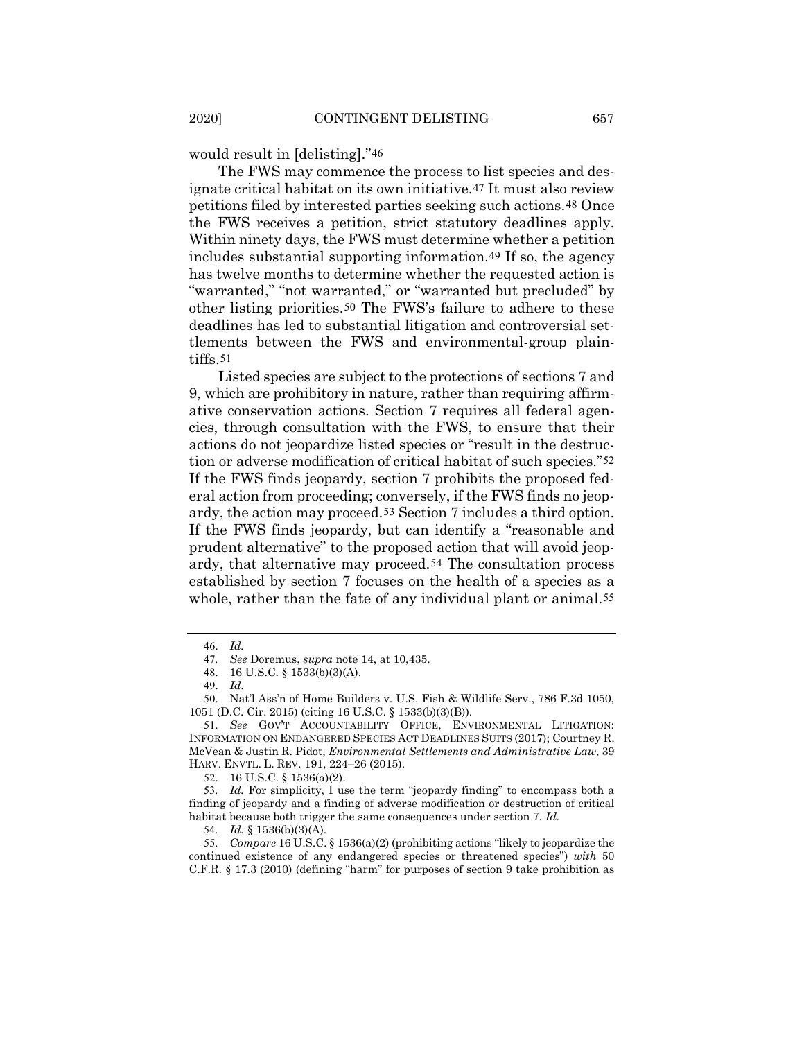would result in [delisting]."[46]

The FWS may commence the process to list species and designate critical habitat on its own initiative.[47] It must also review petitions filed by interested parties seeking such actions.[48] Once the FWS receives a petition, strict statutory deadlines apply. Within ninety days, the FWS must determine whether a petition includes substantial supporting information.[49] If so, the agency has twelve months to determine whether the requested action is "warranted," "not warranted," or "warranted but precluded" by other listing priorities.[50] The FWS's failure to adhere to these deadlines has led to substantial litigation and controversial settlements between the FWS and environmental-group plaintiffs.[51]

Listed species are subject to the protections of sections 7 and 9, which are prohibitory in nature, rather than requiring affirmative conservation actions. Section 7 requires all federal agencies, through consultation with the FWS, to ensure that their actions do not jeopardize listed species or "result in the destruction or adverse modification of critical habitat of such species."[52] If the FWS finds jeopardy, section 7 prohibits the proposed federal action from proceeding; conversely, if the FWS finds no jeopardy, the action may proceed.[53] Section 7 includes a third option. If the FWS finds jeopardy, but can identify a "reasonable and prudent alternative" to the proposed action that will avoid jeopardy, that alternative may proceed.[54] The consultation process established by section 7 focuses on the health of a species as a whole, rather than the fate of any individual plant or animal.[55]

---

46. *Id.*

47. *See* Doremus, *supra* note 14, at 10,435.

48. 16 U.S.C. § 1533(b)(3)(A).

49. *Id.*

50. Nat'l Ass'n of Home Builders v. U.S. Fish & Wildlife Serv., 786 F.3d 1050, 1051 (D.C. Cir. 2015) (citing 16 U.S.C. § 1533(b)(3)(B)).

51. *See* GOV'T ACCOUNTABILITY OFFICE, ENVIRONMENTAL LITIGATION: INFORMATION ON ENDANGERED SPECIES ACT DEADLINES SUITS (2017); Courtney R. McVean & Justin R. Pidot, *Environmental Settlements and Administrative Law*, 39 HARV. ENVTL. L. REV. 191, 224–26 (2015).

52. 16 U.S.C. § 1536(a)(2).

53. *Id.* For simplicity, I use the term "jeopardy finding" to encompass both a finding of jeopardy and a finding of adverse modification or destruction of critical habitat because both trigger the same consequences under section 7. *Id.*

54. *Id.* § 1536(b)(3)(A).

55. *Compare* 16 U.S.C. § 1536(a)(2) (prohibiting actions "likely to jeopardize the continued existence of any endangered species or threatened species") *with* 50 C.F.R. § 17.3 (2010) (defining "harm" for purposes of section 9 take prohibition as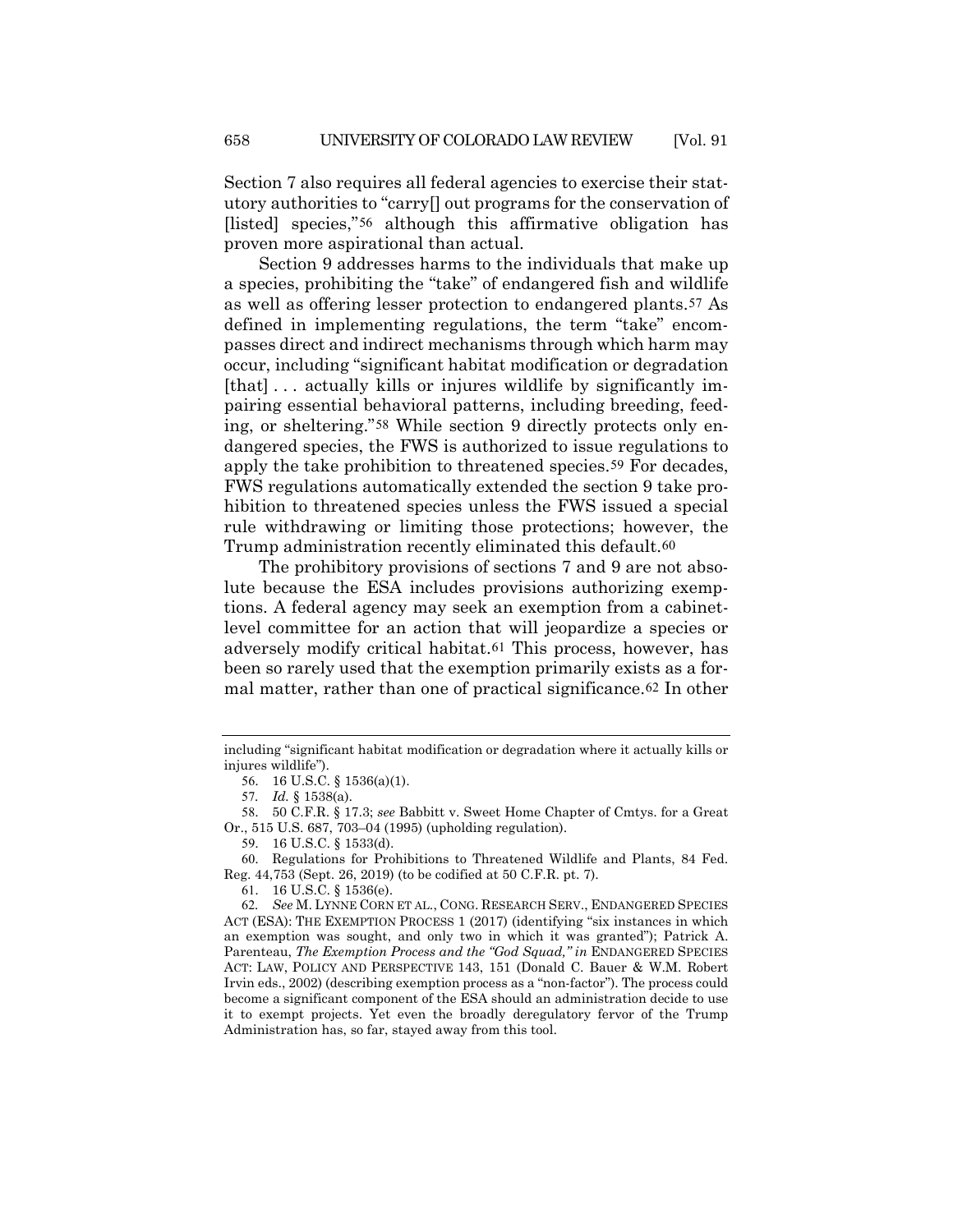Section 7 also requires all federal agencies to exercise their statutory authorities to "carry[] out programs for the conservation of [listed] species,"[56] although this affirmative obligation has proven more aspirational than actual.

Section 9 addresses harms to the individuals that make up a species, prohibiting the "take" of endangered fish and wildlife as well as offering lesser protection to endangered plants.[57] As defined in implementing regulations, the term "take" encompasses direct and indirect mechanisms through which harm may occur, including "significant habitat modification or degradation [that] . . . actually kills or injures wildlife by significantly impairing essential behavioral patterns, including breeding, feeding, or sheltering."[58] While section 9 directly protects only endangered species, the FWS is authorized to issue regulations to apply the take prohibition to threatened species.[59] For decades, FWS regulations automatically extended the section 9 take prohibition to threatened species unless the FWS issued a special rule withdrawing or limiting those protections; however, the Trump administration recently eliminated this default.[60]

The prohibitory provisions of sections 7 and 9 are not absolute because the ESA includes provisions authorizing exemptions. A federal agency may seek an exemption from a cabinet-level committee for an action that will jeopardize a species or adversely modify critical habitat.[61] This process, however, has been so rarely used that the exemption primarily exists as a formal matter, rather than one of practical significance.[62] In other

---

including "significant habitat modification or degradation where it actually kills or injures wildlife").

56. 16 U.S.C. § 1536(a)(1).

57. *Id.* § 1538(a).

58. 50 C.F.R. § 17.3; *see* Babbitt v. Sweet Home Chapter of Cmtys. for a Great Or., 515 U.S. 687, 703–04 (1995) (upholding regulation).

59. 16 U.S.C. § 1533(d).

60. Regulations for Prohibitions to Threatened Wildlife and Plants, 84 Fed. Reg. 44,753 (Sept. 26, 2019) (to be codified at 50 C.F.R. pt. 7).

61. 16 U.S.C. § 1536(e).

62. *See* M. LYNNE CORN ET AL., CONG. RESEARCH SERV., ENDANGERED SPECIES ACT (ESA): THE EXEMPTION PROCESS 1 (2017) (identifying "six instances in which an exemption was sought, and only two in which it was granted"); Patrick A. Parenteau, *The Exemption Process and the "God Squad," in* ENDANGERED SPECIES ACT: LAW, POLICY AND PERSPECTIVE 143, 151 (Donald C. Bauer & W.M. Robert Irvin eds., 2002) (describing exemption process as a "non-factor"). The process could become a significant component of the ESA should an administration decide to use it to exempt projects. Yet even the broadly deregulatory fervor of the Trump Administration has, so far, stayed away from this tool.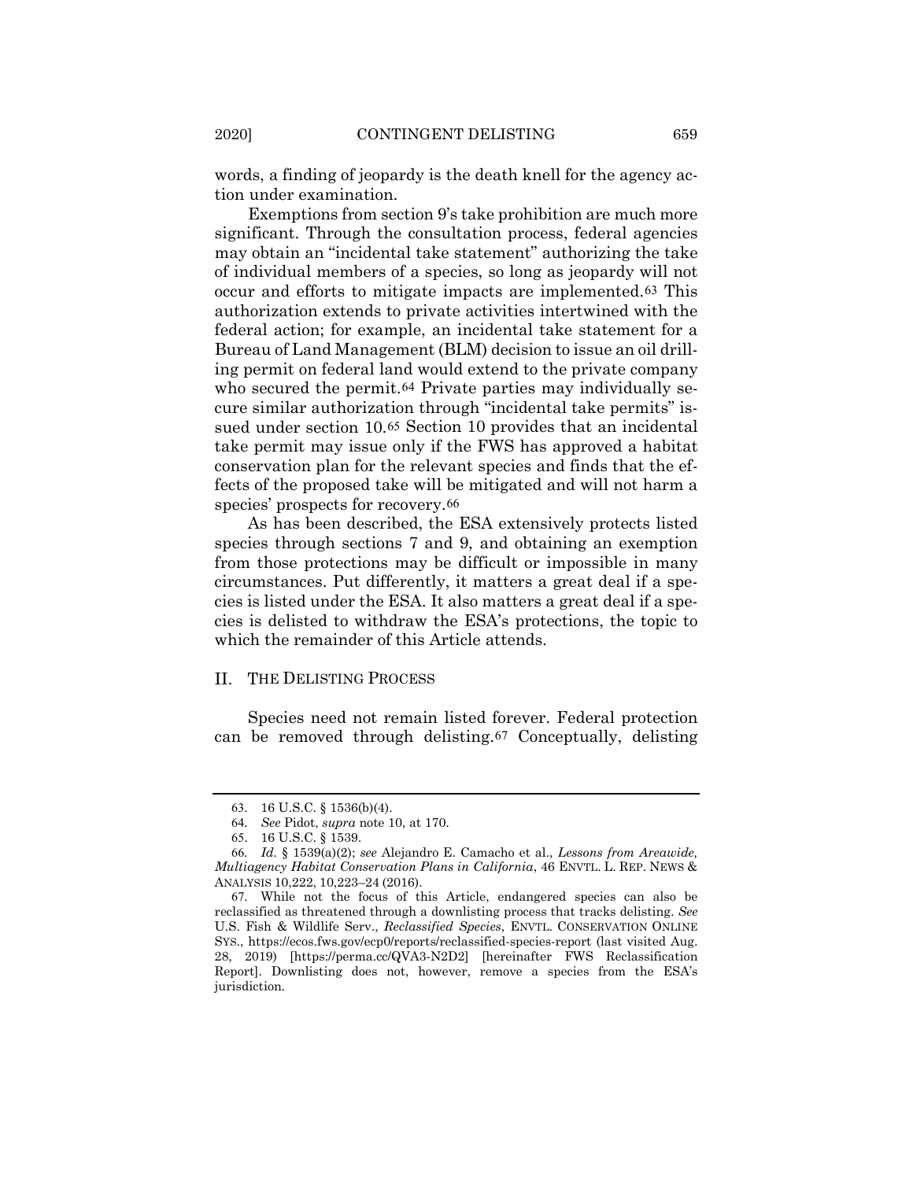words, a finding of jeopardy is the death knell for the agency action under examination.

Exemptions from section 9's take prohibition are much more significant. Through the consultation process, federal agencies may obtain an "incidental take statement" authorizing the take of individual members of a species, so long as jeopardy will not occur and efforts to mitigate impacts are implemented.[63] This authorization extends to private activities intertwined with the federal action; for example, an incidental take statement for a Bureau of Land Management (BLM) decision to issue an oil drilling permit on federal land would extend to the private company who secured the permit.[64] Private parties may individually secure similar authorization through "incidental take permits" issued under section 10.[65] Section 10 provides that an incidental take permit may issue only if the FWS has approved a habitat conservation plan for the relevant species and finds that the effects of the proposed take will be mitigated and will not harm a species' prospects for recovery.[66]

As has been described, the ESA extensively protects listed species through sections 7 and 9, and obtaining an exemption from those protections may be difficult or impossible in many circumstances. Put differently, it matters a great deal if a species is listed under the ESA. It also matters a great deal if a species is delisted to withdraw the ESA's protections, the topic to which the remainder of this Article attends.

## II. THE DELISTING PROCESS

Species need not remain listed forever. Federal protection can be removed through delisting.[67] Conceptually, delisting

---

63. 16 U.S.C. § 1536(b)(4).

64. *See* Pidot, *supra* note 10, at 170.

65. 16 U.S.C. § 1539.

66. *Id.* § 1539(a)(2); *see* Alejandro E. Camacho et al., *Lessons from Areawide, Multiagency Habitat Conservation Plans in California*, 46 ENVTL. L. REP. NEWS & ANALYSIS 10,222, 10,223–24 (2016).

67. While not the focus of this Article, endangered species can also be reclassified as threatened through a downlisting process that tracks delisting. *See* U.S. Fish & Wildlife Serv., *Reclassified Species*, ENVTL. CONSERVATION ONLINE SYS., https://ecos.fws.gov/ecp0/reports/reclassified-species-report (last visited Aug. 28, 2019) [https://perma.cc/QVA3-N2D2] [hereinafter FWS Reclassification Report]. Downlisting does not, however, remove a species from the ESA's jurisdiction.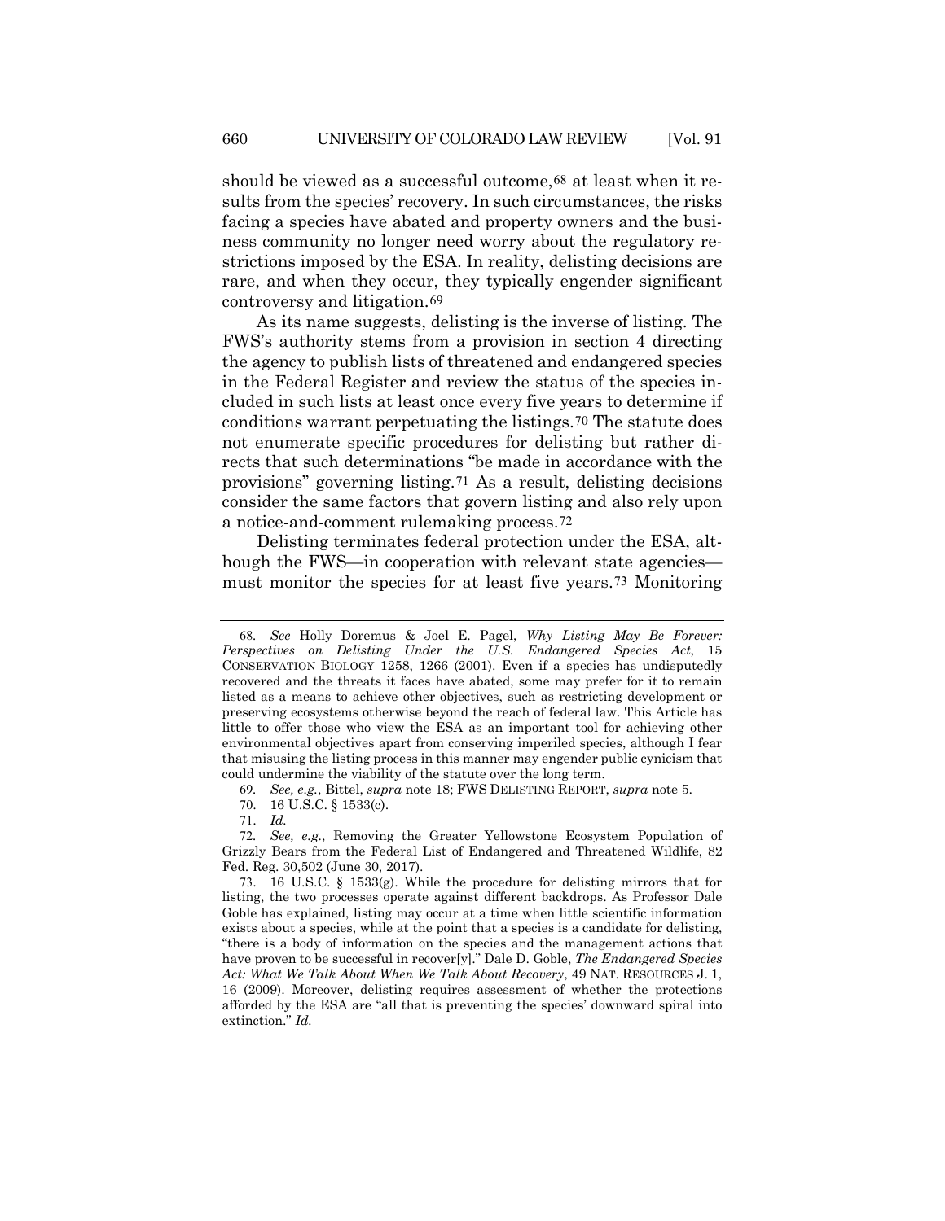should be viewed as a successful outcome,[68] at least when it results from the species' recovery. In such circumstances, the risks facing a species have abated and property owners and the business community no longer need worry about the regulatory restrictions imposed by the ESA. In reality, delisting decisions are rare, and when they occur, they typically engender significant controversy and litigation.[69]

As its name suggests, delisting is the inverse of listing. The FWS's authority stems from a provision in section 4 directing the agency to publish lists of threatened and endangered species in the Federal Register and review the status of the species included in such lists at least once every five years to determine if conditions warrant perpetuating the listings.[70] The statute does not enumerate specific procedures for delisting but rather directs that such determinations "be made in accordance with the provisions" governing listing.[71] As a result, delisting decisions consider the same factors that govern listing and also rely upon a notice-and-comment rulemaking process.[72]

Delisting terminates federal protection under the ESA, although the FWS—in cooperation with relevant state agencies—must monitor the species for at least five years.[73] Monitoring

---

68. *See* Holly Doremus & Joel E. Pagel, *Why Listing May Be Forever: Perspectives on Delisting Under the U.S. Endangered Species Act*, 15 CONSERVATION BIOLOGY 1258, 1266 (2001). Even if a species has undisputedly recovered and the threats it faces have abated, some may prefer for it to remain listed as a means to achieve other objectives, such as restricting development or preserving ecosystems otherwise beyond the reach of federal law. This Article has little to offer those who view the ESA as an important tool for achieving other environmental objectives apart from conserving imperiled species, although I fear that misusing the listing process in this manner may engender public cynicism that could undermine the viability of the statute over the long term.

69. *See, e.g.*, Bittel, *supra* note 18; FWS DELISTING REPORT, *supra* note 5.

70. 16 U.S.C. § 1533(c).

71. *Id.*

72. *See, e.g.*, Removing the Greater Yellowstone Ecosystem Population of Grizzly Bears from the Federal List of Endangered and Threatened Wildlife, 82 Fed. Reg. 30,502 (June 30, 2017).

73. 16 U.S.C. § 1533(g). While the procedure for delisting mirrors that for listing, the two processes operate against different backdrops. As Professor Dale Goble has explained, listing may occur at a time when little scientific information exists about a species, while at the point that a species is a candidate for delisting, "there is a body of information on the species and the management actions that have proven to be successful in recover[y]." Dale D. Goble, *The Endangered Species Act: What We Talk About When We Talk About Recovery*, 49 NAT. RESOURCES J. 1, 16 (2009). Moreover, delisting requires assessment of whether the protections afforded by the ESA are "all that is preventing the species' downward spiral into extinction." *Id.*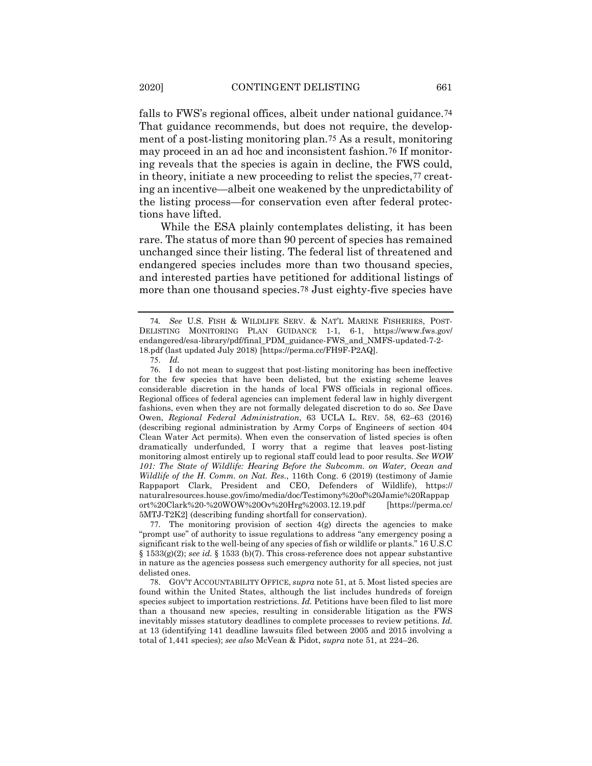falls to FWS's regional offices, albeit under national guidance.[74] That guidance recommends, but does not require, the development of a post-listing monitoring plan.[75] As a result, monitoring may proceed in an ad hoc and inconsistent fashion.[76] If monitoring reveals that the species is again in decline, the FWS could, in theory, initiate a new proceeding to relist the species,[77] creating an incentive—albeit one weakened by the unpredictability of the listing process—for conservation even after federal protections have lifted.

While the ESA plainly contemplates delisting, it has been rare. The status of more than 90 percent of species has remained unchanged since their listing. The federal list of threatened and endangered species includes more than two thousand species, and interested parties have petitioned for additional listings of more than one thousand species.[78] Just eighty-five species have

---

74. *See* U.S. FISH & WILDLIFE SERV. & NAT'L MARINE FISHERIES, POST-DELISTING MONITORING PLAN GUIDANCE 1-1, 6-1, https://www.fws.gov/endangered/esa-library/pdf/final_PDM_guidance-FWS_and_NMFS-updated-7-2-18.pdf (last updated July 2018) [https://perma.cc/FH9F-P2AQ].

75. *Id.*

76. I do not mean to suggest that post-listing monitoring has been ineffective for the few species that have been delisted, but the existing scheme leaves considerable discretion in the hands of local FWS officials in regional offices. Regional offices of federal agencies can implement federal law in highly divergent fashions, even when they are not formally delegated discretion to do so. *See* Dave Owen, *Regional Federal Administration*, 63 UCLA L. REV. 58, 62–63 (2016) (describing regional administration by Army Corps of Engineers of section 404 Clean Water Act permits). When even the conservation of listed species is often dramatically underfunded, I worry that a regime that leaves post-listing monitoring almost entirely up to regional staff could lead to poor results. *See WOW 101: The State of Wildlife: Hearing Before the Subcomm. on Water, Ocean and Wildlife of the H. Comm. on Nat. Res.*, 116th Cong. 6 (2019) (testimony of Jamie Rappaport Clark, President and CEO, Defenders of Wildlife), https://naturalresources.house.gov/imo/media/doc/Testimony%20of%20Jamie%20Rappaport%20Clark%20-%20WOW%20Ov%20Hrg%2003.12.19.pdf [https://perma.cc/5MTJ-T2K2] (describing funding shortfall for conservation).

77. The monitoring provision of section 4(g) directs the agencies to make "prompt use" of authority to issue regulations to address "any emergency posing a significant risk to the well-being of any species of fish or wildlife or plants." 16 U.S.C § 1533(g)(2); *see id.* § 1533 (b)(7). This cross-reference does not appear substantive in nature as the agencies possess such emergency authority for all species, not just delisted ones.

78. GOV'T ACCOUNTABILITY OFFICE, *supra* note 51, at 5. Most listed species are found within the United States, although the list includes hundreds of foreign species subject to importation restrictions. *Id.* Petitions have been filed to list more than a thousand new species, resulting in considerable litigation as the FWS inevitably misses statutory deadlines to complete processes to review petitions. *Id.* at 13 (identifying 141 deadline lawsuits filed between 2005 and 2015 involving a total of 1,441 species); *see also* McVean & Pidot, *supra* note 51, at 224–26.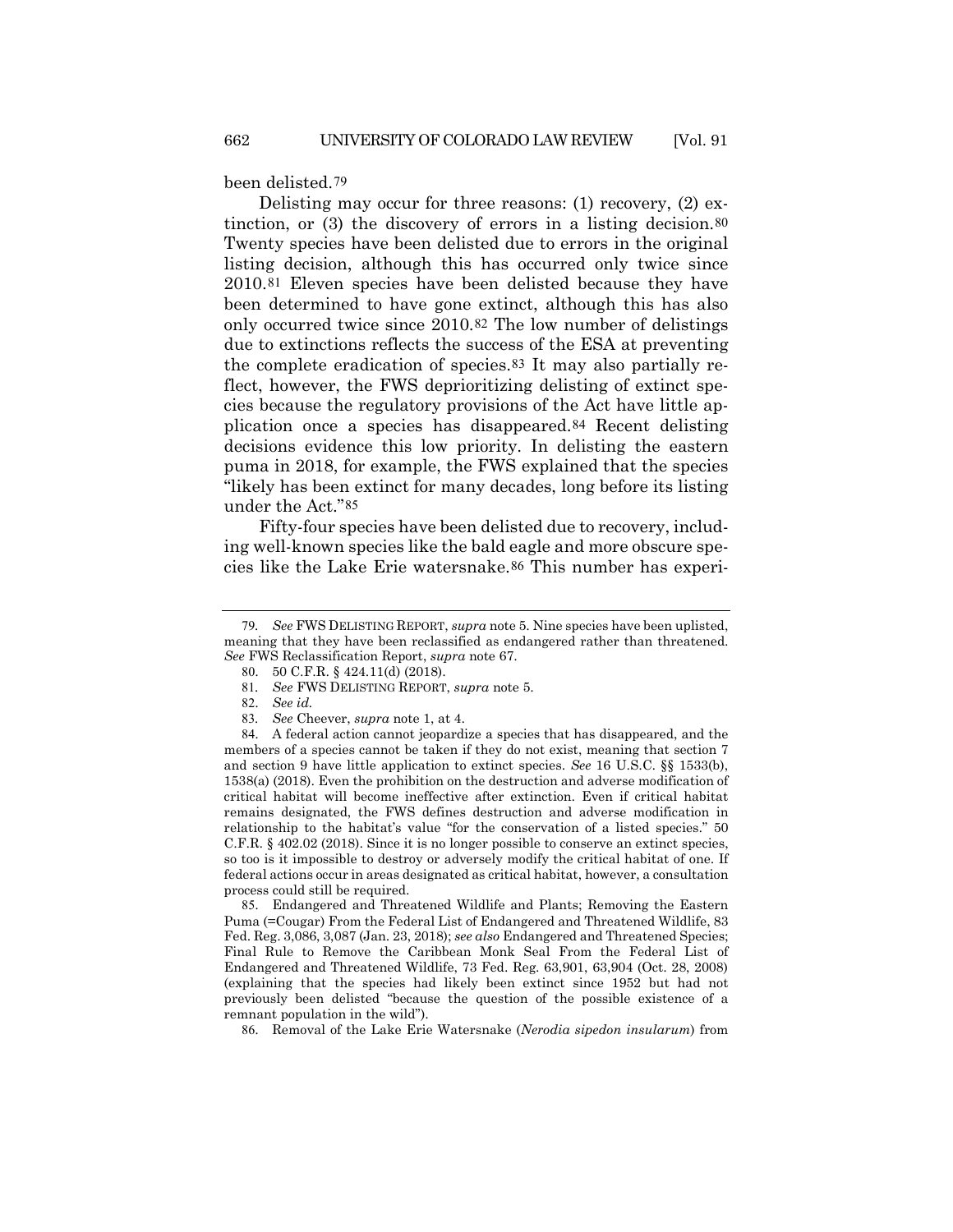been delisted.[79]

Delisting may occur for three reasons: (1) recovery, (2) extinction, or (3) the discovery of errors in a listing decision.[80] Twenty species have been delisted due to errors in the original listing decision, although this has occurred only twice since 2010.[81] Eleven species have been delisted because they have been determined to have gone extinct, although this has also only occurred twice since 2010.[82] The low number of delistings due to extinctions reflects the success of the ESA at preventing the complete eradication of species.[83] It may also partially reflect, however, the FWS deprioritizing delisting of extinct species because the regulatory provisions of the Act have little application once a species has disappeared.[84] Recent delisting decisions evidence this low priority. In delisting the eastern puma in 2018, for example, the FWS explained that the species "likely has been extinct for many decades, long before its listing under the Act."[85]

Fifty-four species have been delisted due to recovery, including well-known species like the bald eagle and more obscure species like the Lake Erie watersnake.[86] This number has experi-

---

79. *See* FWS DELISTING REPORT, *supra* note 5. Nine species have been uplisted, meaning that they have been reclassified as endangered rather than threatened. *See* FWS Reclassification Report, *supra* note 67.

80. 50 C.F.R. § 424.11(d) (2018).

81. *See* FWS DELISTING REPORT, *supra* note 5.

82. *See id.*

83. *See* Cheever, *supra* note 1, at 4.

84. A federal action cannot jeopardize a species that has disappeared, and the members of a species cannot be taken if they do not exist, meaning that section 7 and section 9 have little application to extinct species. *See* 16 U.S.C. §§ 1533(b), 1538(a) (2018). Even the prohibition on the destruction and adverse modification of critical habitat will become ineffective after extinction. Even if critical habitat remains designated, the FWS defines destruction and adverse modification in relationship to the habitat's value "for the conservation of a listed species." 50 C.F.R. § 402.02 (2018). Since it is no longer possible to conserve an extinct species, so too is it impossible to destroy or adversely modify the critical habitat of one. If federal actions occur in areas designated as critical habitat, however, a consultation process could still be required.

85. Endangered and Threatened Wildlife and Plants; Removing the Eastern Puma (=Cougar) From the Federal List of Endangered and Threatened Wildlife, 83 Fed. Reg. 3,086, 3,087 (Jan. 23, 2018); *see also* Endangered and Threatened Species; Final Rule to Remove the Caribbean Monk Seal From the Federal List of Endangered and Threatened Wildlife, 73 Fed. Reg. 63,901, 63,904 (Oct. 28, 2008) (explaining that the species had likely been extinct since 1952 but had not previously been delisted "because the question of the possible existence of a remnant population in the wild").

86. Removal of the Lake Erie Watersnake (*Nerodia sipedon insularum*) from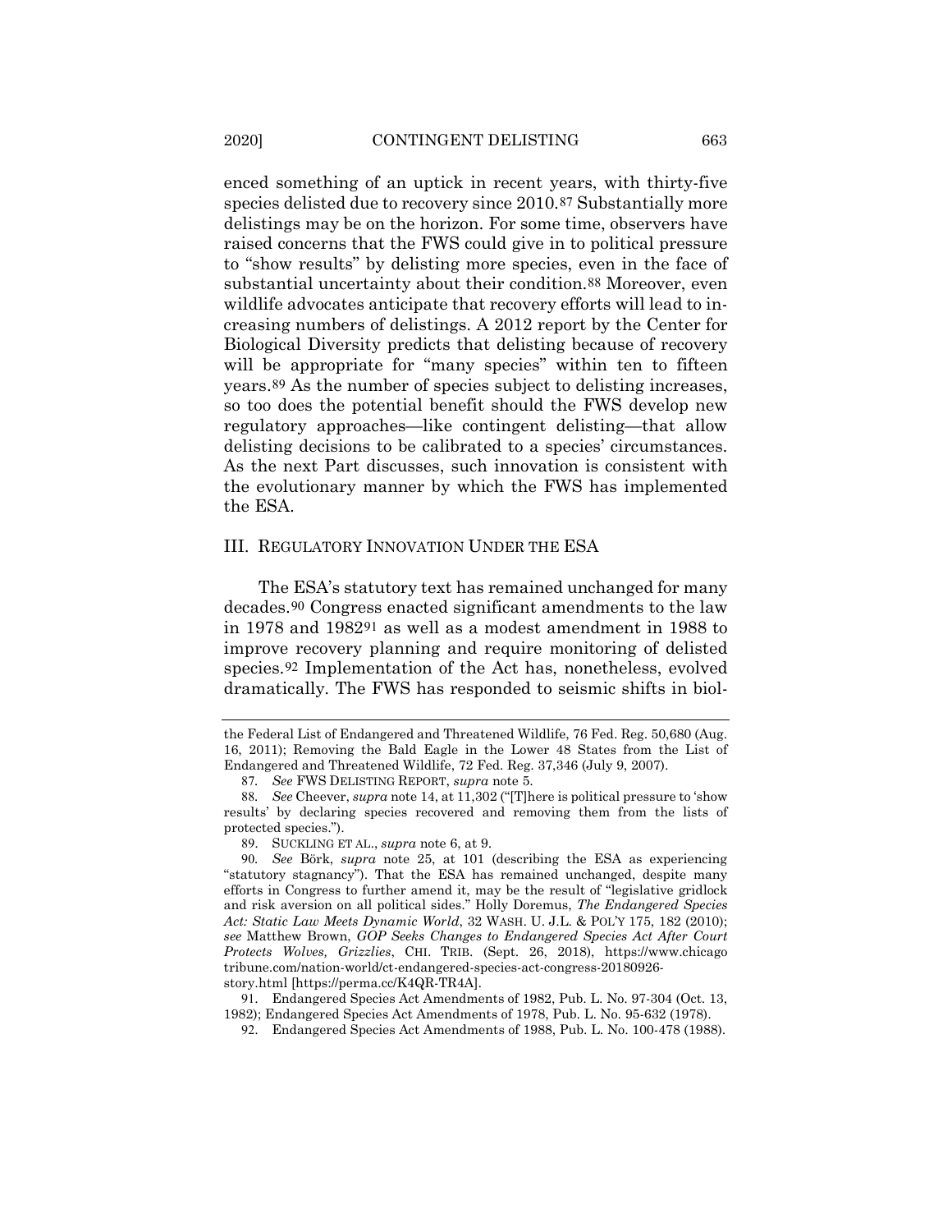enced something of an uptick in recent years, with thirty-five species delisted due to recovery since 2010.[87] Substantially more delistings may be on the horizon. For some time, observers have raised concerns that the FWS could give in to political pressure to "show results" by delisting more species, even in the face of substantial uncertainty about their condition.[88] Moreover, even wildlife advocates anticipate that recovery efforts will lead to increasing numbers of delistings. A 2012 report by the Center for Biological Diversity predicts that delisting because of recovery will be appropriate for "many species" within ten to fifteen years.[89] As the number of species subject to delisting increases, so too does the potential benefit should the FWS develop new regulatory approaches—like contingent delisting—that allow delisting decisions to be calibrated to a species' circumstances. As the next Part discusses, such innovation is consistent with the evolutionary manner by which the FWS has implemented the ESA.

## III. REGULATORY INNOVATION UNDER THE ESA

The ESA's statutory text has remained unchanged for many decades.[90] Congress enacted significant amendments to the law in 1978 and 1982[91] as well as a modest amendment in 1988 to improve recovery planning and require monitoring of delisted species.[92] Implementation of the Act has, nonetheless, evolved dramatically. The FWS has responded to seismic shifts in biol-

---

the Federal List of Endangered and Threatened Wildlife, 76 Fed. Reg. 50,680 (Aug. 16, 2011); Removing the Bald Eagle in the Lower 48 States from the List of Endangered and Threatened Wildlife, 72 Fed. Reg. 37,346 (July 9, 2007).

87. *See* FWS DELISTING REPORT, *supra* note 5.

88. *See* Cheever, *supra* note 14, at 11,302 ("[T]here is political pressure to 'show results' by declaring species recovered and removing them from the lists of protected species.").

89. SUCKLING ET AL., *supra* note 6, at 9.

90. *See* Börk, *supra* note 25, at 101 (describing the ESA as experiencing "statutory stagnancy"). That the ESA has remained unchanged, despite many efforts in Congress to further amend it, may be the result of "legislative gridlock and risk aversion on all political sides." Holly Doremus, *The Endangered Species Act: Static Law Meets Dynamic World*, 32 WASH. U. J.L. & POL'Y 175, 182 (2010); *see* Matthew Brown, *GOP Seeks Changes to Endangered Species Act After Court Protects Wolves, Grizzlies*, CHI. TRIB. (Sept. 26, 2018), https://www.chicagotribune.com/nation-world/ct-endangered-species-act-congress-20180926-story.html [https://perma.cc/K4QR-TR4A].

91. Endangered Species Act Amendments of 1982, Pub. L. No. 97-304 (Oct. 13, 1982); Endangered Species Act Amendments of 1978, Pub. L. No. 95-632 (1978).

92. Endangered Species Act Amendments of 1988, Pub. L. No. 100-478 (1988).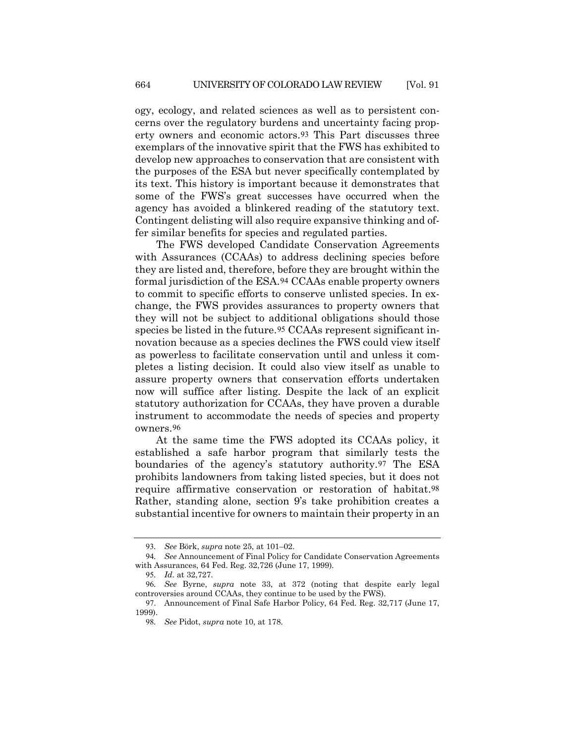ogy, ecology, and related sciences as well as to persistent concerns over the regulatory burdens and uncertainty facing property owners and economic actors.[93] This Part discusses three exemplars of the innovative spirit that the FWS has exhibited to develop new approaches to conservation that are consistent with the purposes of the ESA but never specifically contemplated by its text. This history is important because it demonstrates that some of the FWS's great successes have occurred when the agency has avoided a blinkered reading of the statutory text. Contingent delisting will also require expansive thinking and offer similar benefits for species and regulated parties.

The FWS developed Candidate Conservation Agreements with Assurances (CCAAs) to address declining species before they are listed and, therefore, before they are brought within the formal jurisdiction of the ESA.[94] CCAAs enable property owners to commit to specific efforts to conserve unlisted species. In exchange, the FWS provides assurances to property owners that they will not be subject to additional obligations should those species be listed in the future.[95] CCAAs represent significant innovation because as a species declines the FWS could view itself as powerless to facilitate conservation until and unless it completes a listing decision. It could also view itself as unable to assure property owners that conservation efforts undertaken now will suffice after listing. Despite the lack of an explicit statutory authorization for CCAAs, they have proven a durable instrument to accommodate the needs of species and property owners.[96]

At the same time the FWS adopted its CCAAs policy, it established a safe harbor program that similarly tests the boundaries of the agency's statutory authority.[97] The ESA prohibits landowners from taking listed species, but it does not require affirmative conservation or restoration of habitat.[98] Rather, standing alone, section 9's take prohibition creates a substantial incentive for owners to maintain their property in an

---

93. *See* Börk, *supra* note 25, at 101–02.

94. *See* Announcement of Final Policy for Candidate Conservation Agreements with Assurances, 64 Fed. Reg. 32,726 (June 17, 1999).

95. *Id.* at 32,727.

96. *See* Byrne, *supra* note 33, at 372 (noting that despite early legal controversies around CCAAs, they continue to be used by the FWS).

97. Announcement of Final Safe Harbor Policy, 64 Fed. Reg. 32,717 (June 17, 1999).

98. *See* Pidot, *supra* note 10, at 178.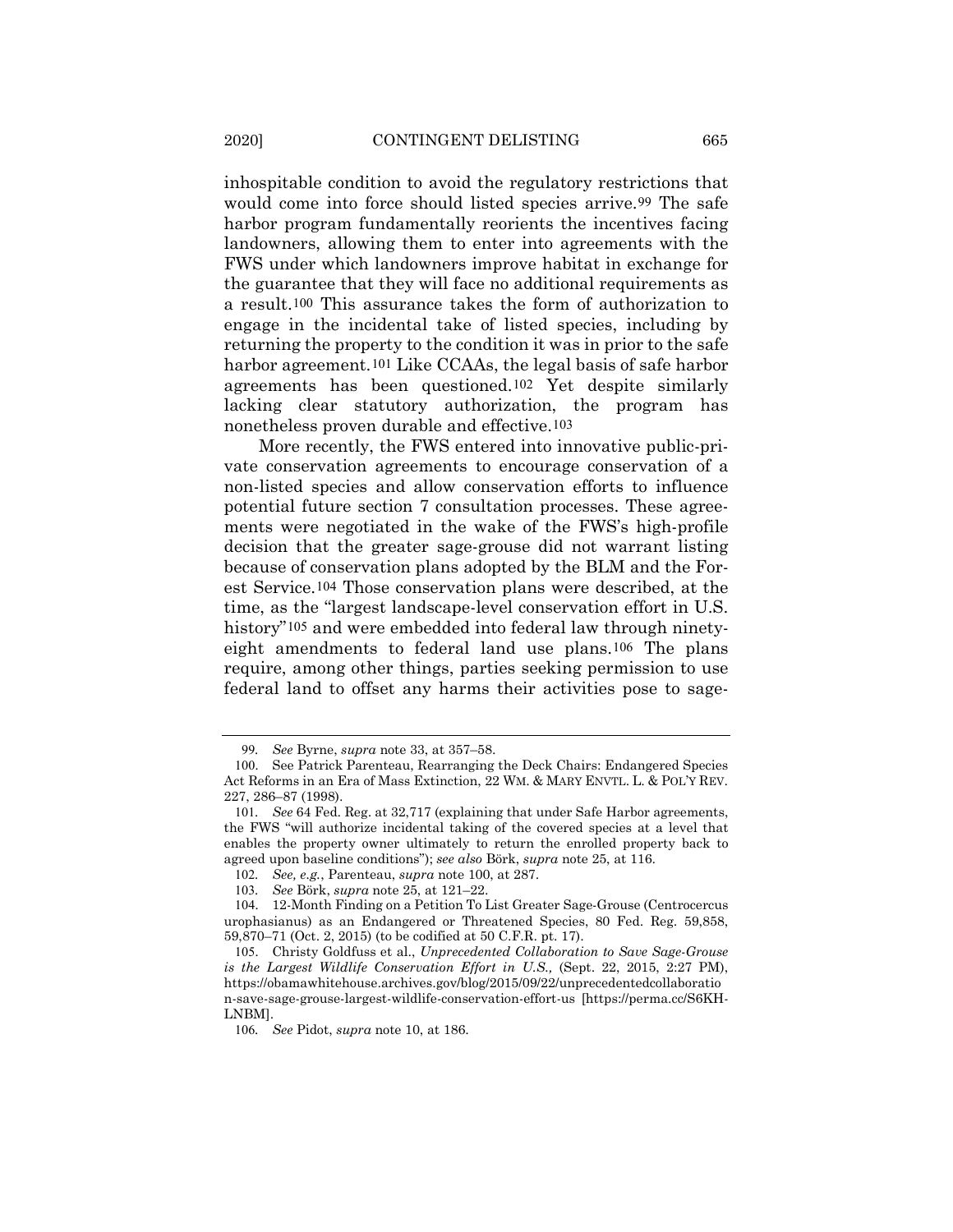inhospitable condition to avoid the regulatory restrictions that would come into force should listed species arrive.[99] The safe harbor program fundamentally reorients the incentives facing landowners, allowing them to enter into agreements with the FWS under which landowners improve habitat in exchange for the guarantee that they will face no additional requirements as a result.[100] This assurance takes the form of authorization to engage in the incidental take of listed species, including by returning the property to the condition it was in prior to the safe harbor agreement.[101] Like CCAAs, the legal basis of safe harbor agreements has been questioned.[102] Yet despite similarly lacking clear statutory authorization, the program has nonetheless proven durable and effective.[103]

More recently, the FWS entered into innovative public-private conservation agreements to encourage conservation of a non-listed species and allow conservation efforts to influence potential future section 7 consultation processes. These agreements were negotiated in the wake of the FWS's high-profile decision that the greater sage-grouse did not warrant listing because of conservation plans adopted by the BLM and the Forest Service.[104] Those conservation plans were described, at the time, as the "largest landscape-level conservation effort in U.S. history"[105] and were embedded into federal law through ninety-eight amendments to federal land use plans.[106] The plans require, among other things, parties seeking permission to use federal land to offset any harms their activities pose to sage-

---

99. *See* Byrne, *supra* note 33, at 357–58.

100. See Patrick Parenteau, Rearranging the Deck Chairs: Endangered Species Act Reforms in an Era of Mass Extinction, 22 WM. & MARY ENVTL. L. & POL'Y REV. 227, 286–87 (1998).

101. *See* 64 Fed. Reg. at 32,717 (explaining that under Safe Harbor agreements, the FWS "will authorize incidental taking of the covered species at a level that enables the property owner ultimately to return the enrolled property back to agreed upon baseline conditions"); *see also* Börk, *supra* note 25, at 116.

102. *See, e.g.*, Parenteau, *supra* note 100, at 287.

103. *See* Börk, *supra* note 25, at 121–22.

104. 12-Month Finding on a Petition To List Greater Sage-Grouse (Centrocercus urophasianus) as an Endangered or Threatened Species, 80 Fed. Reg. 59,858, 59,870–71 (Oct. 2, 2015) (to be codified at 50 C.F.R. pt. 17).

105. Christy Goldfuss et al., *Unprecedented Collaboration to Save Sage-Grouse is the Largest Wildlife Conservation Effort in U.S.,* (Sept. 22, 2015, 2:27 PM), https://obamawhitehouse.archives.gov/blog/2015/09/22/unprecedentedcollaboration-save-sage-grouse-largest-wildlife-conservation-effort-us [https://perma.cc/S6KH-LNBM].

106. *See* Pidot, *supra* note 10, at 186.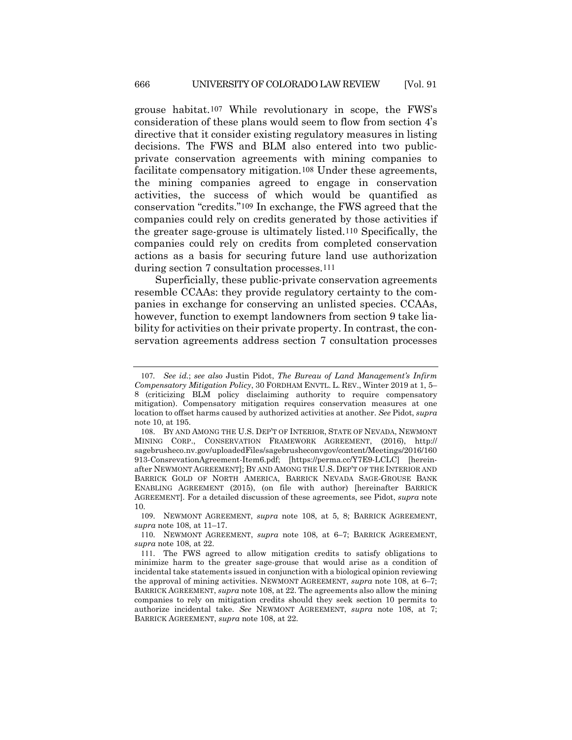grouse habitat.[107] While revolutionary in scope, the FWS's consideration of these plans would seem to flow from section 4's directive that it consider existing regulatory measures in listing decisions. The FWS and BLM also entered into two public-private conservation agreements with mining companies to facilitate compensatory mitigation.[108] Under these agreements, the mining companies agreed to engage in conservation activities, the success of which would be quantified as conservation "credits."[109] In exchange, the FWS agreed that the companies could rely on credits generated by those activities if the greater sage-grouse is ultimately listed.[110] Specifically, the companies could rely on credits from completed conservation actions as a basis for securing future land use authorization during section 7 consultation processes.[111]

Superficially, these public-private conservation agreements resemble CCAAs: they provide regulatory certainty to the companies in exchange for conserving an unlisted species. CCAAs, however, function to exempt landowners from section 9 take liability for activities on their private property. In contrast, the conservation agreements address section 7 consultation processes

---

107. *See id.*; *see also* Justin Pidot, *The Bureau of Land Management's Infirm Compensatory Mitigation Policy*, 30 FORDHAM ENVTL. L. REV., Winter 2019 at 1, 5–8 (criticizing BLM policy disclaiming authority to require compensatory mitigation). Compensatory mitigation requires conservation measures at one location to offset harms caused by authorized activities at another. *See* Pidot, *supra* note 10, at 195.

108. BY AND AMONG THE U.S. DEP'T OF INTERIOR, STATE OF NEVADA, NEWMONT MINING CORP., CONSERVATION FRAMEWORK AGREEMENT, (2016), http://sagebrusheco.nv.gov/uploadedFiles/sagebrusheconvgov/content/Meetings/2016/160913-ConsrevationAgreement-Item6.pdf; [https://perma.cc/Y7E9-LCLC] [hereinafter NEWMONT AGREEMENT]; BY AND AMONG THE U.S. DEP'T OF THE INTERIOR AND BARRICK GOLD OF NORTH AMERICA, BARRICK NEVADA SAGE-GROUSE BANK ENABLING AGREEMENT (2015), (on file with author) [hereinafter BARRICK AGREEMENT]. For a detailed discussion of these agreements, see Pidot, *supra* note 10.

109. NEWMONT AGREEMENT, *supra* note 108, at 5, 8; BARRICK AGREEMENT, *supra* note 108, at 11–17.

110. NEWMONT AGREEMENT, *supra* note 108, at 6–7; BARRICK AGREEMENT, *supra* note 108, at 22.

111. The FWS agreed to allow mitigation credits to satisfy obligations to minimize harm to the greater sage-grouse that would arise as a condition of incidental take statements issued in conjunction with a biological opinion reviewing the approval of mining activities. NEWMONT AGREEMENT, *supra* note 108, at 6–7; BARRICK AGREEMENT, *supra* note 108, at 22. The agreements also allow the mining companies to rely on mitigation credits should they seek section 10 permits to authorize incidental take. *See* NEWMONT AGREEMENT, *supra* note 108, at 7; BARRICK AGREEMENT, *supra* note 108, at 22.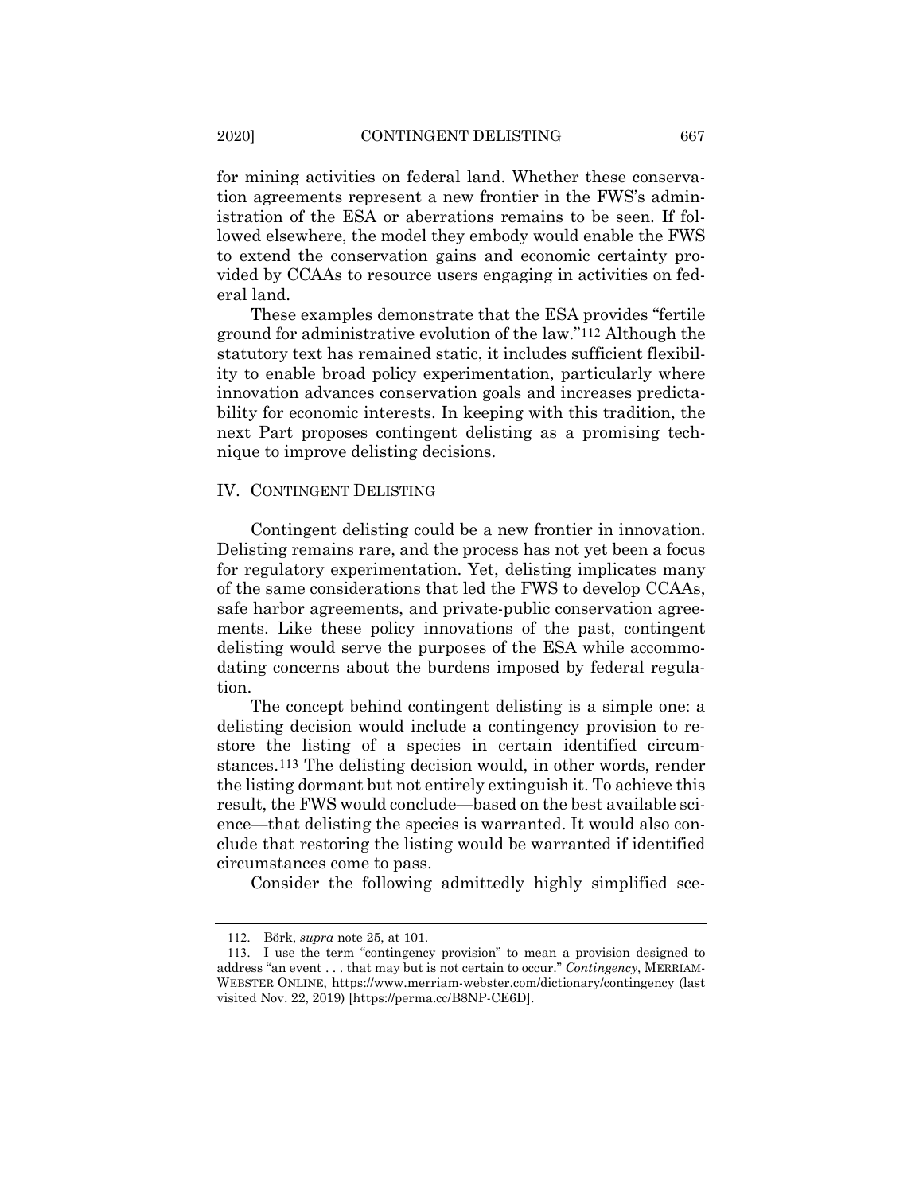for mining activities on federal land. Whether these conservation agreements represent a new frontier in the FWS's administration of the ESA or aberrations remains to be seen. If followed elsewhere, the model they embody would enable the FWS to extend the conservation gains and economic certainty provided by CCAAs to resource users engaging in activities on federal land.

These examples demonstrate that the ESA provides "fertile ground for administrative evolution of the law."[112] Although the statutory text has remained static, it includes sufficient flexibility to enable broad policy experimentation, particularly where innovation advances conservation goals and increases predictability for economic interests. In keeping with this tradition, the next Part proposes contingent delisting as a promising technique to improve delisting decisions.

## IV. CONTINGENT DELISTING

Contingent delisting could be a new frontier in innovation. Delisting remains rare, and the process has not yet been a focus for regulatory experimentation. Yet, delisting implicates many of the same considerations that led the FWS to develop CCAAs, safe harbor agreements, and private-public conservation agreements. Like these policy innovations of the past, contingent delisting would serve the purposes of the ESA while accommodating concerns about the burdens imposed by federal regulation.

The concept behind contingent delisting is a simple one: a delisting decision would include a contingency provision to restore the listing of a species in certain identified circumstances.[113] The delisting decision would, in other words, render the listing dormant but not entirely extinguish it. To achieve this result, the FWS would conclude—based on the best available science—that delisting the species is warranted. It would also conclude that restoring the listing would be warranted if identified circumstances come to pass.

Consider the following admittedly highly simplified sce-

---

112. Börk, *supra* note 25, at 101.

113. I use the term "contingency provision" to mean a provision designed to address "an event . . . that may but is not certain to occur." *Contingency*, MERRIAM-WEBSTER ONLINE, https://www.merriam-webster.com/dictionary/contingency (last visited Nov. 22, 2019) [https://perma.cc/B8NP-CE6D].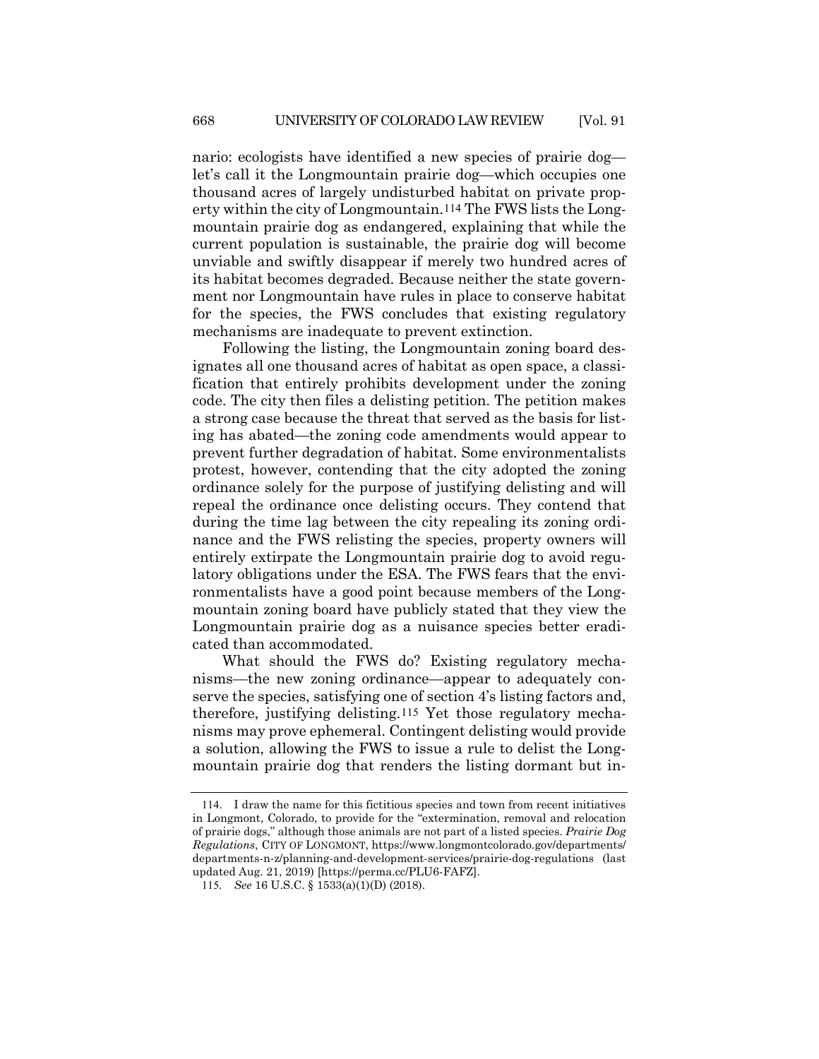nario: ecologists have identified a new species of prairie dog—let's call it the Longmountain prairie dog—which occupies one thousand acres of largely undisturbed habitat on private property within the city of Longmountain.[114] The FWS lists the Longmountain prairie dog as endangered, explaining that while the current population is sustainable, the prairie dog will become unviable and swiftly disappear if merely two hundred acres of its habitat becomes degraded. Because neither the state government nor Longmountain have rules in place to conserve habitat for the species, the FWS concludes that existing regulatory mechanisms are inadequate to prevent extinction.

Following the listing, the Longmountain zoning board designates all one thousand acres of habitat as open space, a classification that entirely prohibits development under the zoning code. The city then files a delisting petition. The petition makes a strong case because the threat that served as the basis for listing has abated—the zoning code amendments would appear to prevent further degradation of habitat. Some environmentalists protest, however, contending that the city adopted the zoning ordinance solely for the purpose of justifying delisting and will repeal the ordinance once delisting occurs. They contend that during the time lag between the city repealing its zoning ordinance and the FWS relisting the species, property owners will entirely extirpate the Longmountain prairie dog to avoid regulatory obligations under the ESA. The FWS fears that the environmentalists have a good point because members of the Longmountain zoning board have publicly stated that they view the Longmountain prairie dog as a nuisance species better eradicated than accommodated.

What should the FWS do? Existing regulatory mechanisms—the new zoning ordinance—appear to adequately conserve the species, satisfying one of section 4's listing factors and, therefore, justifying delisting.[115] Yet those regulatory mechanisms may prove ephemeral. Contingent delisting would provide a solution, allowing the FWS to issue a rule to delist the Longmountain prairie dog that renders the listing dormant but in-

---

114. I draw the name for this fictitious species and town from recent initiatives in Longmont, Colorado, to provide for the "extermination, removal and relocation of prairie dogs," although those animals are not part of a listed species. *Prairie Dog Regulations*, CITY OF LONGMONT, https://www.longmontcolorado.gov/departments/departments-n-z/planning-and-development-services/prairie-dog-regulations (last updated Aug. 21, 2019) [https://perma.cc/PLU6-FAFZ].

115. *See* 16 U.S.C. § 1533(a)(1)(D) (2018).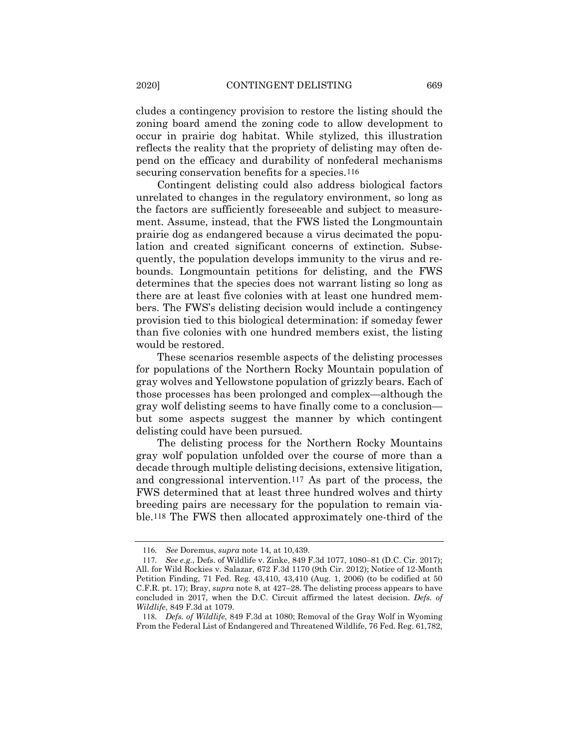cludes a contingency provision to restore the listing should the zoning board amend the zoning code to allow development to occur in prairie dog habitat. While stylized, this illustration reflects the reality that the propriety of delisting may often depend on the efficacy and durability of nonfederal mechanisms securing conservation benefits for a species.[116]

Contingent delisting could also address biological factors unrelated to changes in the regulatory environment, so long as the factors are sufficiently foreseeable and subject to measurement. Assume, instead, that the FWS listed the Longmountain prairie dog as endangered because a virus decimated the population and created significant concerns of extinction. Subsequently, the population develops immunity to the virus and rebounds. Longmountain petitions for delisting, and the FWS determines that the species does not warrant listing so long as there are at least five colonies with at least one hundred members. The FWS's delisting decision would include a contingency provision tied to this biological determination: if someday fewer than five colonies with one hundred members exist, the listing would be restored.

These scenarios resemble aspects of the delisting processes for populations of the Northern Rocky Mountain population of gray wolves and Yellowstone population of grizzly bears. Each of those processes has been prolonged and complex—although the gray wolf delisting seems to have finally come to a conclusion—but some aspects suggest the manner by which contingent delisting could have been pursued.

The delisting process for the Northern Rocky Mountains gray wolf population unfolded over the course of more than a decade through multiple delisting decisions, extensive litigation, and congressional intervention.[117] As part of the process, the FWS determined that at least three hundred wolves and thirty breeding pairs are necessary for the population to remain viable.[118] The FWS then allocated approximately one-third of the

---

116. *See* Doremus, *supra* note 14, at 10,439.

117. *See e.g.*, Defs. of Wildlife v. Zinke, 849 F.3d 1077, 1080–81 (D.C. Cir. 2017); All. for Wild Rockies v. Salazar, 672 F.3d 1170 (9th Cir. 2012); Notice of 12-Month Petition Finding, 71 Fed. Reg. 43,410, 43,410 (Aug. 1, 2006) (to be codified at 50 C.F.R. pt. 17); Bray, *supra* note 8, at 427–28. The delisting process appears to have concluded in 2017, when the D.C. Circuit affirmed the latest decision. *Defs. of Wildlife*, 849 F.3d at 1079.

118. *Defs. of Wildlife*, 849 F.3d at 1080; Removal of the Gray Wolf in Wyoming From the Federal List of Endangered and Threatened Wildlife, 76 Fed. Reg. 61,782,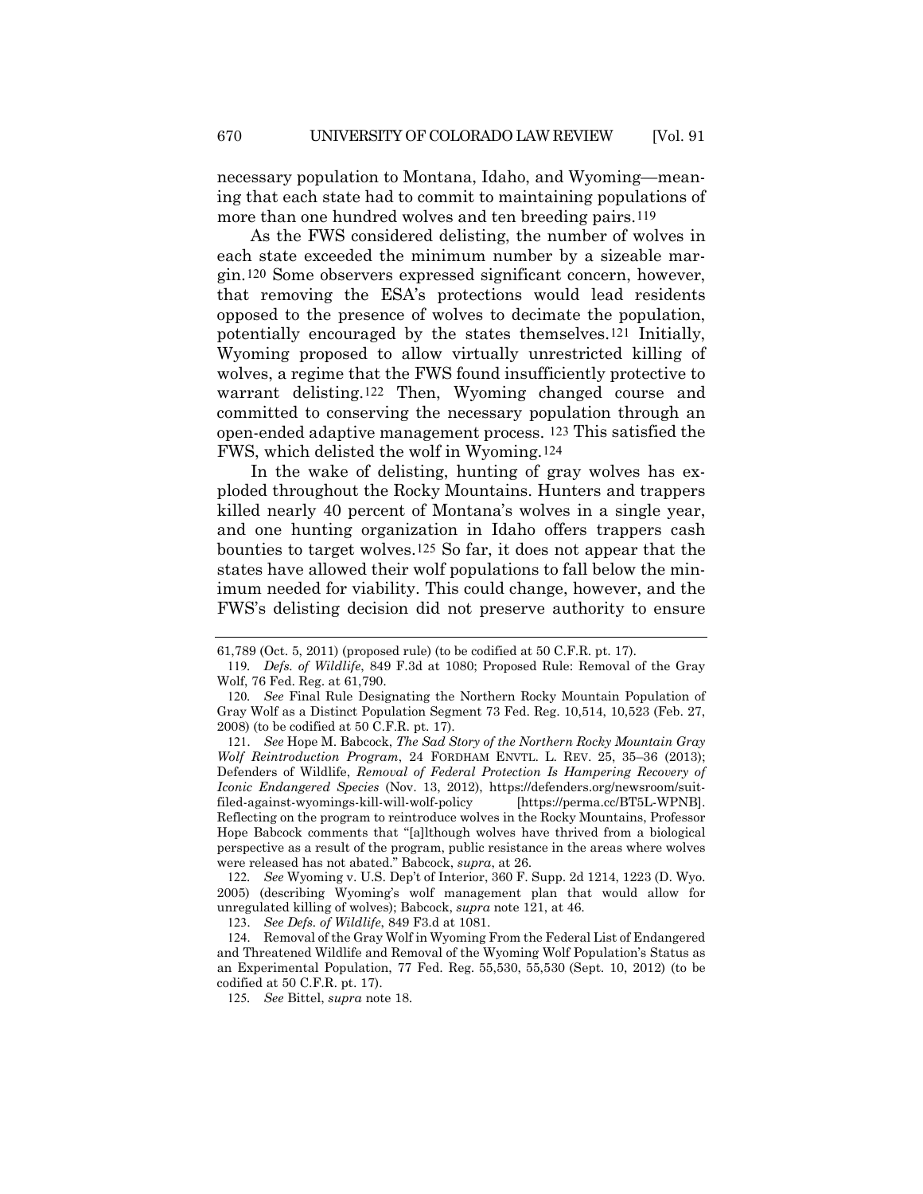necessary population to Montana, Idaho, and Wyoming—meaning that each state had to commit to maintaining populations of more than one hundred wolves and ten breeding pairs.[119]

As the FWS considered delisting, the number of wolves in each state exceeded the minimum number by a sizeable margin.[120] Some observers expressed significant concern, however, that removing the ESA's protections would lead residents opposed to the presence of wolves to decimate the population, potentially encouraged by the states themselves.[121] Initially, Wyoming proposed to allow virtually unrestricted killing of wolves, a regime that the FWS found insufficiently protective to warrant delisting.[122] Then, Wyoming changed course and committed to conserving the necessary population through an open-ended adaptive management process.[123] This satisfied the FWS, which delisted the wolf in Wyoming.[124]

In the wake of delisting, hunting of gray wolves has exploded throughout the Rocky Mountains. Hunters and trappers killed nearly 40 percent of Montana's wolves in a single year, and one hunting organization in Idaho offers trappers cash bounties to target wolves.[125] So far, it does not appear that the states have allowed their wolf populations to fall below the minimum needed for viability. This could change, however, and the FWS's delisting decision did not preserve authority to ensure

---

61,789 (Oct. 5, 2011) (proposed rule) (to be codified at 50 C.F.R. pt. 17).

119. *Defs. of Wildlife*, 849 F.3d at 1080; Proposed Rule: Removal of the Gray Wolf, 76 Fed. Reg. at 61,790.

120. *See* Final Rule Designating the Northern Rocky Mountain Population of Gray Wolf as a Distinct Population Segment 73 Fed. Reg. 10,514, 10,523 (Feb. 27, 2008) (to be codified at 50 C.F.R. pt. 17).

121. *See* Hope M. Babcock, *The Sad Story of the Northern Rocky Mountain Gray Wolf Reintroduction Program*, 24 FORDHAM ENVTL. L. REV. 25, 35–36 (2013); Defenders of Wildlife, *Removal of Federal Protection Is Hampering Recovery of Iconic Endangered Species* (Nov. 13, 2012), https://defenders.org/newsroom/suit-filed-against-wyomings-kill-will-wolf-policy [https://perma.cc/BT5L-WPNB]. Reflecting on the program to reintroduce wolves in the Rocky Mountains, Professor Hope Babcock comments that "[a]lthough wolves have thrived from a biological perspective as a result of the program, public resistance in the areas where wolves were released has not abated." Babcock, *supra*, at 26.

122. *See* Wyoming v. U.S. Dep't of Interior, 360 F. Supp. 2d 1214, 1223 (D. Wyo. 2005) (describing Wyoming's wolf management plan that would allow for unregulated killing of wolves); Babcock, *supra* note 121, at 46.

123. *See Defs. of Wildlife*, 849 F3.d at 1081.

124. Removal of the Gray Wolf in Wyoming From the Federal List of Endangered and Threatened Wildlife and Removal of the Wyoming Wolf Population's Status as an Experimental Population, 77 Fed. Reg. 55,530, 55,530 (Sept. 10, 2012) (to be codified at 50 C.F.R. pt. 17).

125. *See* Bittel, *supra* note 18.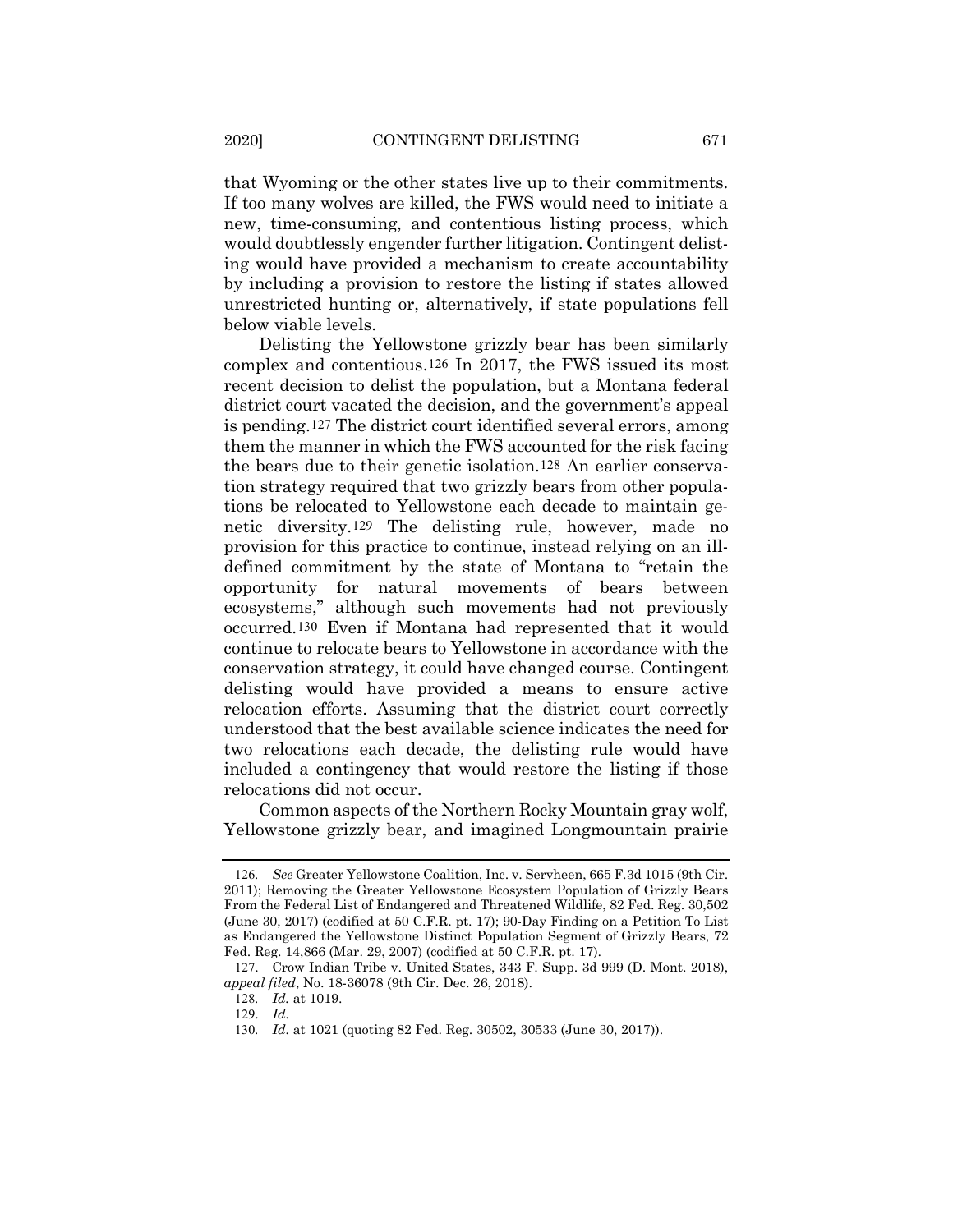that Wyoming or the other states live up to their commitments. If too many wolves are killed, the FWS would need to initiate a new, time-consuming, and contentious listing process, which would doubtlessly engender further litigation. Contingent delisting would have provided a mechanism to create accountability by including a provision to restore the listing if states allowed unrestricted hunting or, alternatively, if state populations fell below viable levels.

Delisting the Yellowstone grizzly bear has been similarly complex and contentious.[126] In 2017, the FWS issued its most recent decision to delist the population, but a Montana federal district court vacated the decision, and the government's appeal is pending.[127] The district court identified several errors, among them the manner in which the FWS accounted for the risk facing the bears due to their genetic isolation.[128] An earlier conservation strategy required that two grizzly bears from other populations be relocated to Yellowstone each decade to maintain genetic diversity.[129] The delisting rule, however, made no provision for this practice to continue, instead relying on an ill-defined commitment by the state of Montana to "retain the opportunity for natural movements of bears between ecosystems," although such movements had not previously occurred.[130] Even if Montana had represented that it would continue to relocate bears to Yellowstone in accordance with the conservation strategy, it could have changed course. Contingent delisting would have provided a means to ensure active relocation efforts. Assuming that the district court correctly understood that the best available science indicates the need for two relocations each decade, the delisting rule would have included a contingency that would restore the listing if those relocations did not occur.

Common aspects of the Northern Rocky Mountain gray wolf, Yellowstone grizzly bear, and imagined Longmountain prairie

---

126. *See* Greater Yellowstone Coalition, Inc. v. Servheen, 665 F.3d 1015 (9th Cir. 2011); Removing the Greater Yellowstone Ecosystem Population of Grizzly Bears From the Federal List of Endangered and Threatened Wildlife, 82 Fed. Reg. 30,502 (June 30, 2017) (codified at 50 C.F.R. pt. 17); 90-Day Finding on a Petition To List as Endangered the Yellowstone Distinct Population Segment of Grizzly Bears, 72 Fed. Reg. 14,866 (Mar. 29, 2007) (codified at 50 C.F.R. pt. 17).

127. Crow Indian Tribe v. United States, 343 F. Supp. 3d 999 (D. Mont. 2018), *appeal filed*, No. 18-36078 (9th Cir. Dec. 26, 2018).

128. *Id.* at 1019.

129. *Id.*

130. *Id.* at 1021 (quoting 82 Fed. Reg. 30502, 30533 (June 30, 2017)).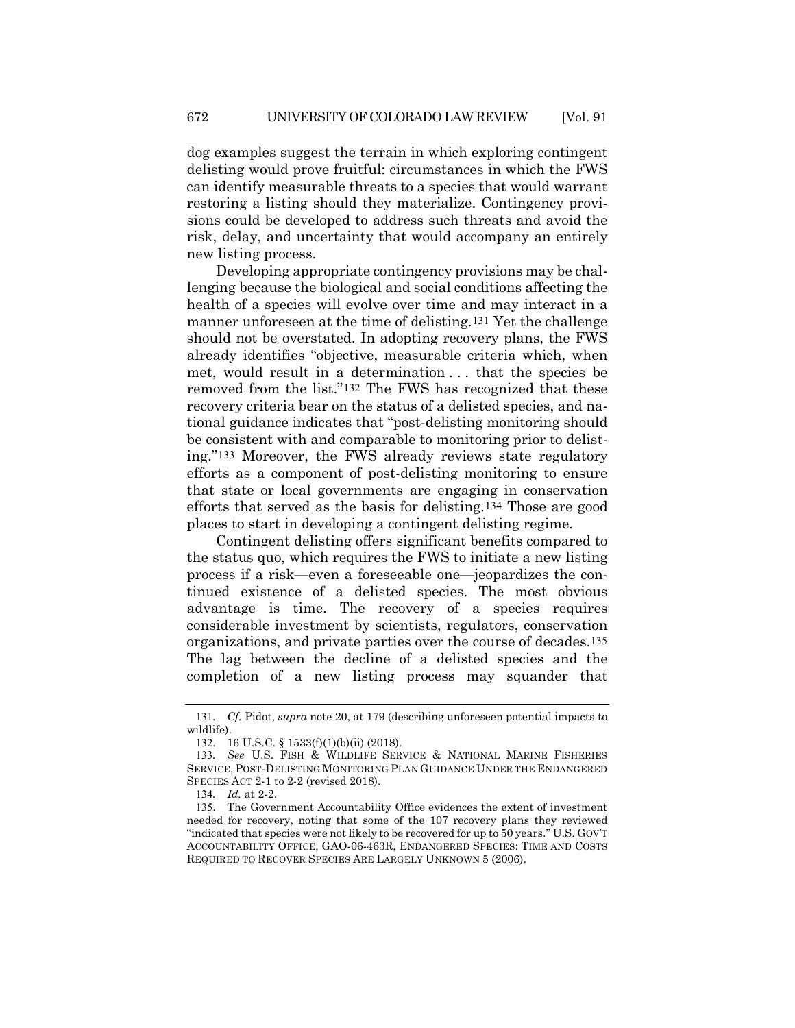dog examples suggest the terrain in which exploring contingent delisting would prove fruitful: circumstances in which the FWS can identify measurable threats to a species that would warrant restoring a listing should they materialize. Contingency provisions could be developed to address such threats and avoid the risk, delay, and uncertainty that would accompany an entirely new listing process.

Developing appropriate contingency provisions may be challenging because the biological and social conditions affecting the health of a species will evolve over time and may interact in a manner unforeseen at the time of delisting.[131] Yet the challenge should not be overstated. In adopting recovery plans, the FWS already identifies "objective, measurable criteria which, when met, would result in a determination . . . that the species be removed from the list."[132] The FWS has recognized that these recovery criteria bear on the status of a delisted species, and national guidance indicates that "post-delisting monitoring should be consistent with and comparable to monitoring prior to delisting."[133] Moreover, the FWS already reviews state regulatory efforts as a component of post-delisting monitoring to ensure that state or local governments are engaging in conservation efforts that served as the basis for delisting.[134] Those are good places to start in developing a contingent delisting regime.

Contingent delisting offers significant benefits compared to the status quo, which requires the FWS to initiate a new listing process if a risk—even a foreseeable one—jeopardizes the continued existence of a delisted species. The most obvious advantage is time. The recovery of a species requires considerable investment by scientists, regulators, conservation organizations, and private parties over the course of decades.[135] The lag between the decline of a delisted species and the completion of a new listing process may squander that

---

131. *Cf.* Pidot, *supra* note 20, at 179 (describing unforeseen potential impacts to wildlife).

132. 16 U.S.C. § 1533(f)(1)(b)(ii) (2018).

133. *See* U.S. FISH & WILDLIFE SERVICE & NATIONAL MARINE FISHERIES SERVICE, POST-DELISTING MONITORING PLAN GUIDANCE UNDER THE ENDANGERED SPECIES ACT 2-1 to 2-2 (revised 2018).

134. *Id.* at 2-2.

135. The Government Accountability Office evidences the extent of investment needed for recovery, noting that some of the 107 recovery plans they reviewed "indicated that species were not likely to be recovered for up to 50 years." U.S. GOV'T ACCOUNTABILITY OFFICE, GAO-06-463R, ENDANGERED SPECIES: TIME AND COSTS REQUIRED TO RECOVER SPECIES ARE LARGELY UNKNOWN 5 (2006).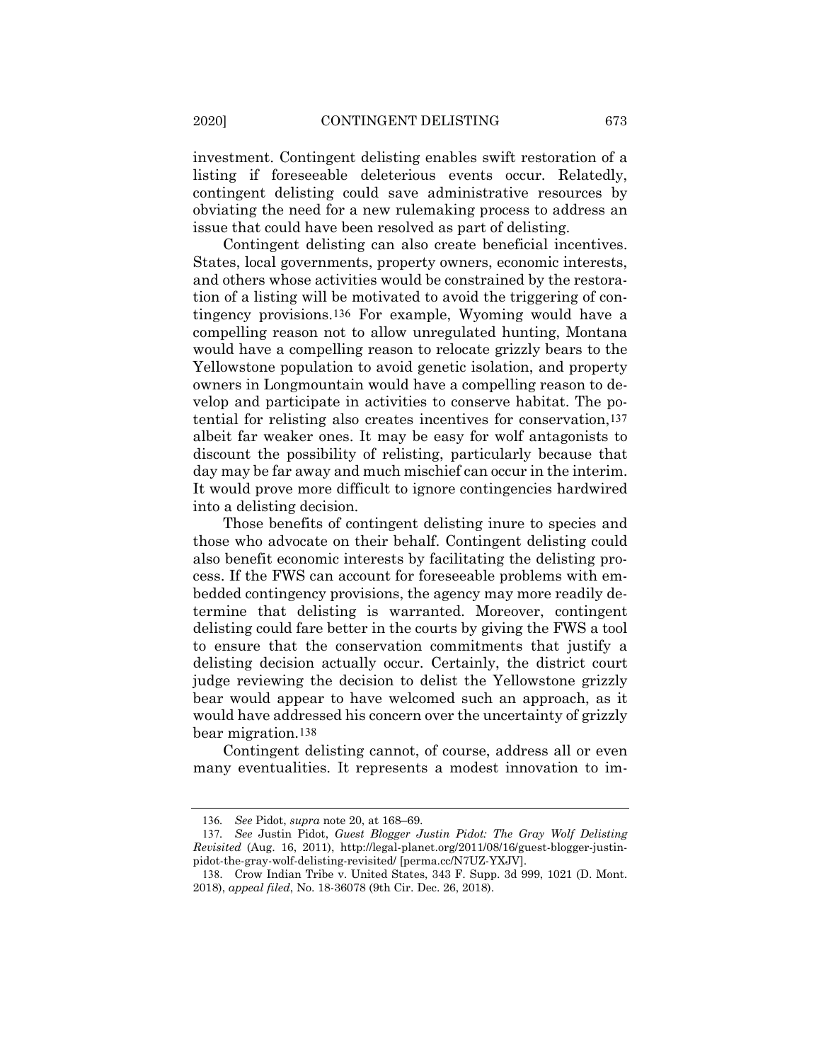investment. Contingent delisting enables swift restoration of a listing if foreseeable deleterious events occur. Relatedly, contingent delisting could save administrative resources by obviating the need for a new rulemaking process to address an issue that could have been resolved as part of delisting.

Contingent delisting can also create beneficial incentives. States, local governments, property owners, economic interests, and others whose activities would be constrained by the restoration of a listing will be motivated to avoid the triggering of contingency provisions.[136] For example, Wyoming would have a compelling reason not to allow unregulated hunting, Montana would have a compelling reason to relocate grizzly bears to the Yellowstone population to avoid genetic isolation, and property owners in Longmountain would have a compelling reason to develop and participate in activities to conserve habitat. The potential for relisting also creates incentives for conservation,[137] albeit far weaker ones. It may be easy for wolf antagonists to discount the possibility of relisting, particularly because that day may be far away and much mischief can occur in the interim. It would prove more difficult to ignore contingencies hardwired into a delisting decision.

Those benefits of contingent delisting inure to species and those who advocate on their behalf. Contingent delisting could also benefit economic interests by facilitating the delisting process. If the FWS can account for foreseeable problems with embedded contingency provisions, the agency may more readily determine that delisting is warranted. Moreover, contingent delisting could fare better in the courts by giving the FWS a tool to ensure that the conservation commitments that justify a delisting decision actually occur. Certainly, the district court judge reviewing the decision to delist the Yellowstone grizzly bear would appear to have welcomed such an approach, as it would have addressed his concern over the uncertainty of grizzly bear migration.[138]

Contingent delisting cannot, of course, address all or even many eventualities. It represents a modest innovation to im-

---

136. *See* Pidot, *supra* note 20, at 168–69.

137. *See* Justin Pidot, *Guest Blogger Justin Pidot: The Gray Wolf Delisting Revisited* (Aug. 16, 2011), http://legal-planet.org/2011/08/16/guest-blogger-justin-pidot-the-gray-wolf-delisting-revisited/ [perma.cc/N7UZ-YXJV].

138. Crow Indian Tribe v. United States, 343 F. Supp. 3d 999, 1021 (D. Mont. 2018), *appeal filed*, No. 18-36078 (9th Cir. Dec. 26, 2018).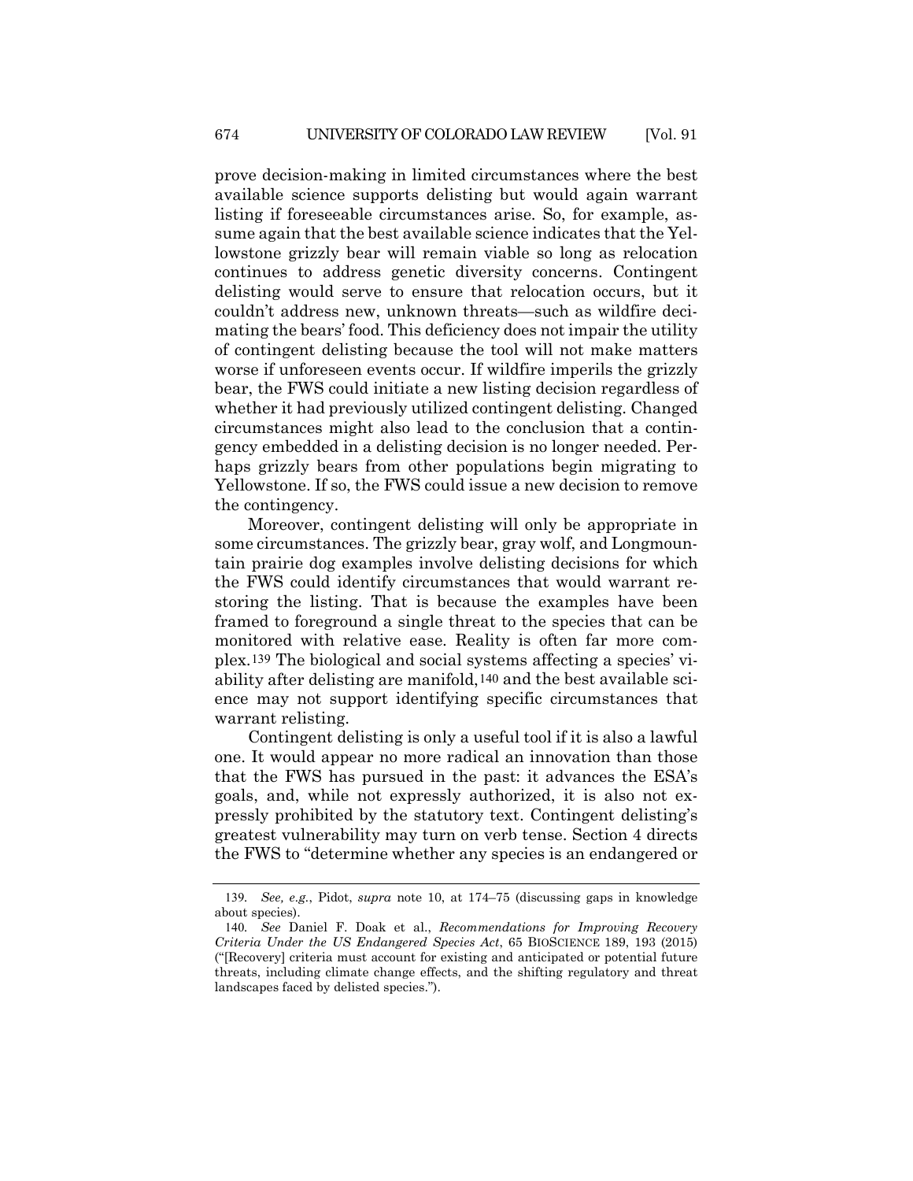prove decision-making in limited circumstances where the best available science supports delisting but would again warrant listing if foreseeable circumstances arise. So, for example, assume again that the best available science indicates that the Yellowstone grizzly bear will remain viable so long as relocation continues to address genetic diversity concerns. Contingent delisting would serve to ensure that relocation occurs, but it couldn't address new, unknown threats—such as wildfire decimating the bears' food. This deficiency does not impair the utility of contingent delisting because the tool will not make matters worse if unforeseen events occur. If wildfire imperils the grizzly bear, the FWS could initiate a new listing decision regardless of whether it had previously utilized contingent delisting. Changed circumstances might also lead to the conclusion that a contingency embedded in a delisting decision is no longer needed. Perhaps grizzly bears from other populations begin migrating to Yellowstone. If so, the FWS could issue a new decision to remove the contingency.

Moreover, contingent delisting will only be appropriate in some circumstances. The grizzly bear, gray wolf, and Longmountain prairie dog examples involve delisting decisions for which the FWS could identify circumstances that would warrant restoring the listing. That is because the examples have been framed to foreground a single threat to the species that can be monitored with relative ease. Reality is often far more complex.[139] The biological and social systems affecting a species' viability after delisting are manifold,[140] and the best available science may not support identifying specific circumstances that warrant relisting.

Contingent delisting is only a useful tool if it is also a lawful one. It would appear no more radical an innovation than those that the FWS has pursued in the past: it advances the ESA's goals, and, while not expressly authorized, it is also not expressly prohibited by the statutory text. Contingent delisting's greatest vulnerability may turn on verb tense. Section 4 directs the FWS to "determine whether any species is an endangered or

---

139. *See, e.g.*, Pidot, *supra* note 10, at 174–75 (discussing gaps in knowledge about species).

140. *See* Daniel F. Doak et al., *Recommendations for Improving Recovery Criteria Under the US Endangered Species Act*, 65 BIOSCIENCE 189, 193 (2015) ("[Recovery] criteria must account for existing and anticipated or potential future threats, including climate change effects, and the shifting regulatory and threat landscapes faced by delisted species.").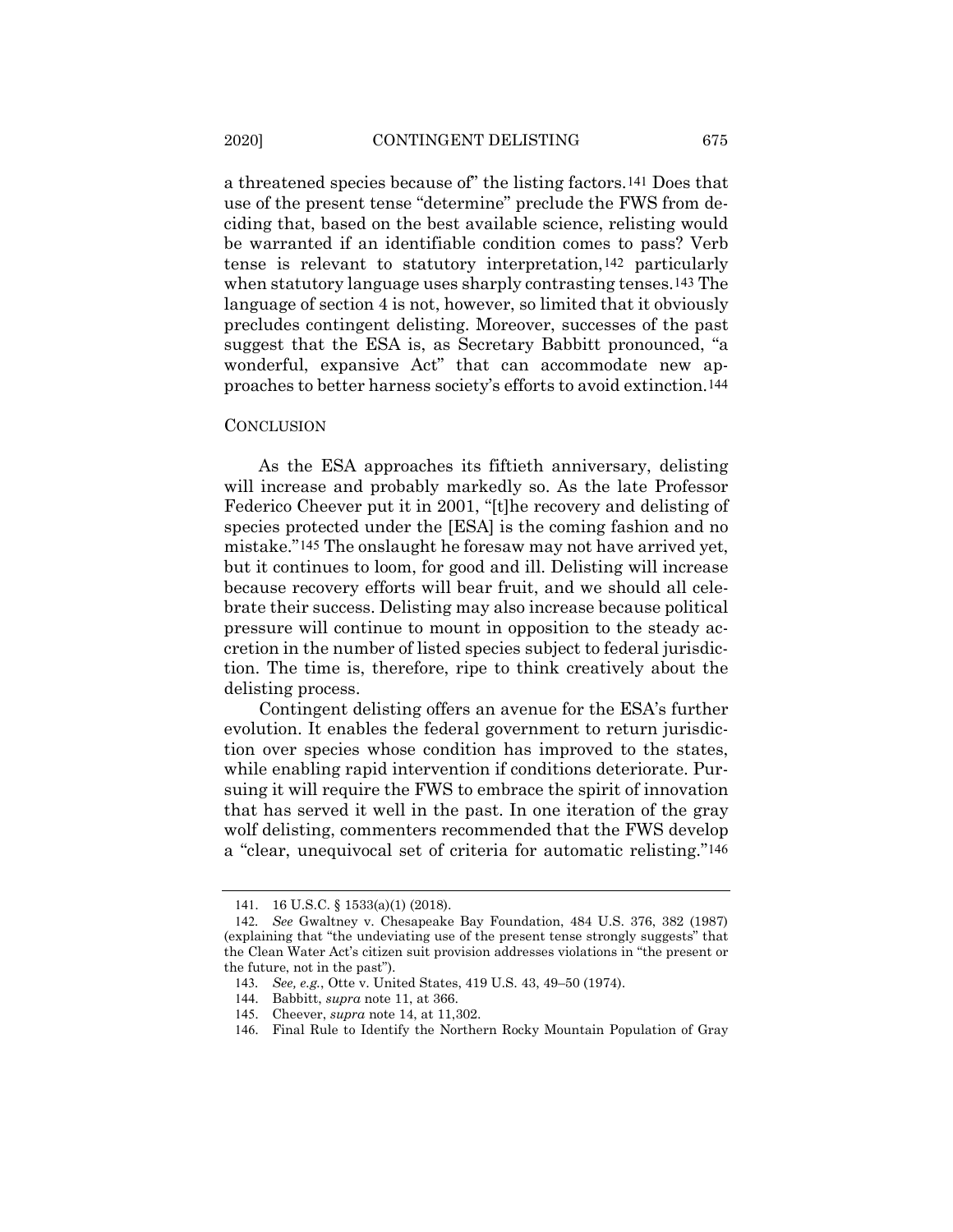a threatened species because of" the listing factors.[141] Does that use of the present tense "determine" preclude the FWS from deciding that, based on the best available science, relisting would be warranted if an identifiable condition comes to pass? Verb tense is relevant to statutory interpretation,[142] particularly when statutory language uses sharply contrasting tenses.[143] The language of section 4 is not, however, so limited that it obviously precludes contingent delisting. Moreover, successes of the past suggest that the ESA is, as Secretary Babbitt pronounced, "a wonderful, expansive Act" that can accommodate new approaches to better harness society's efforts to avoid extinction.[144]

## CONCLUSION

As the ESA approaches its fiftieth anniversary, delisting will increase and probably markedly so. As the late Professor Federico Cheever put it in 2001, "[t]he recovery and delisting of species protected under the [ESA] is the coming fashion and no mistake."[145] The onslaught he foresaw may not have arrived yet, but it continues to loom, for good and ill. Delisting will increase because recovery efforts will bear fruit, and we should all celebrate their success. Delisting may also increase because political pressure will continue to mount in opposition to the steady accretion in the number of listed species subject to federal jurisdiction. The time is, therefore, ripe to think creatively about the delisting process.

Contingent delisting offers an avenue for the ESA's further evolution. It enables the federal government to return jurisdiction over species whose condition has improved to the states, while enabling rapid intervention if conditions deteriorate. Pursuing it will require the FWS to embrace the spirit of innovation that has served it well in the past. In one iteration of the gray wolf delisting, commenters recommended that the FWS develop a "clear, unequivocal set of criteria for automatic relisting."[146]

---

141. 16 U.S.C. § 1533(a)(1) (2018).

142. *See* Gwaltney v. Chesapeake Bay Foundation, 484 U.S. 376, 382 (1987) (explaining that "the undeviating use of the present tense strongly suggests" that the Clean Water Act's citizen suit provision addresses violations in "the present or the future, not in the past").

143. *See, e.g.*, Otte v. United States, 419 U.S. 43, 49–50 (1974).

144. Babbitt, *supra* note 11, at 366.

145. Cheever, *supra* note 14, at 11,302.

146. Final Rule to Identify the Northern Rocky Mountain Population of Gray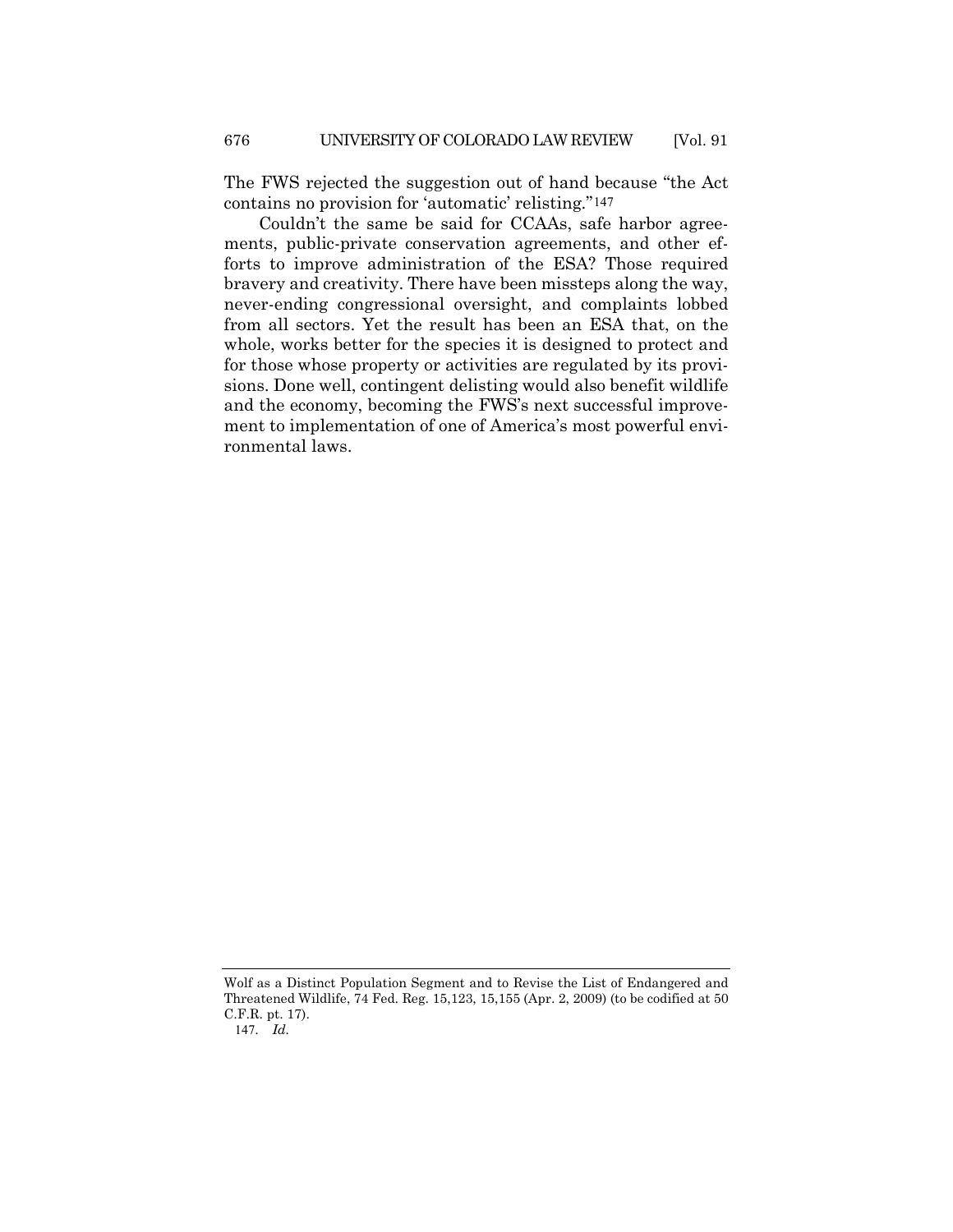The FWS rejected the suggestion out of hand because "the Act contains no provision for 'automatic' relisting."[147]

Couldn't the same be said for CCAAs, safe harbor agreements, public-private conservation agreements, and other efforts to improve administration of the ESA? Those required bravery and creativity. There have been missteps along the way, never-ending congressional oversight, and complaints lobbed from all sectors. Yet the result has been an ESA that, on the whole, works better for the species it is designed to protect and for those whose property or activities are regulated by its provisions. Done well, contingent delisting would also benefit wildlife and the economy, becoming the FWS's next successful improvement to implementation of one of America's most powerful environmental laws.

---

Wolf as a Distinct Population Segment and to Revise the List of Endangered and Threatened Wildlife, 74 Fed. Reg. 15,123, 15,155 (Apr. 2, 2009) (to be codified at 50 C.F.R. pt. 17).

147. *Id.*